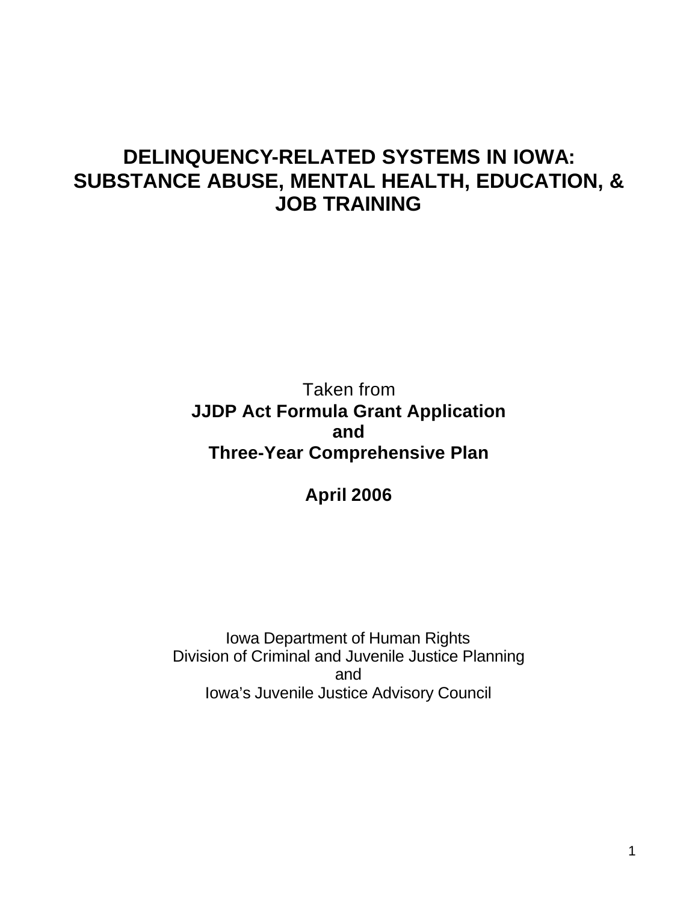# DELINQUENCY-RELATED SYSTEMS IN IOWA: SUBSTANCE ABUSE, MENTAL HEALTH, EDUCATION, & JOB TRAINING

Taken from

**JJDP Act Formula Grant Application**

**and**

**Three-Year Comprehensive Plan**

**April 2006**

Iowa Department of Human Rights
Division of Criminal and Juvenile Justice Planning
and
Iowa's Juvenile Justice Advisory Council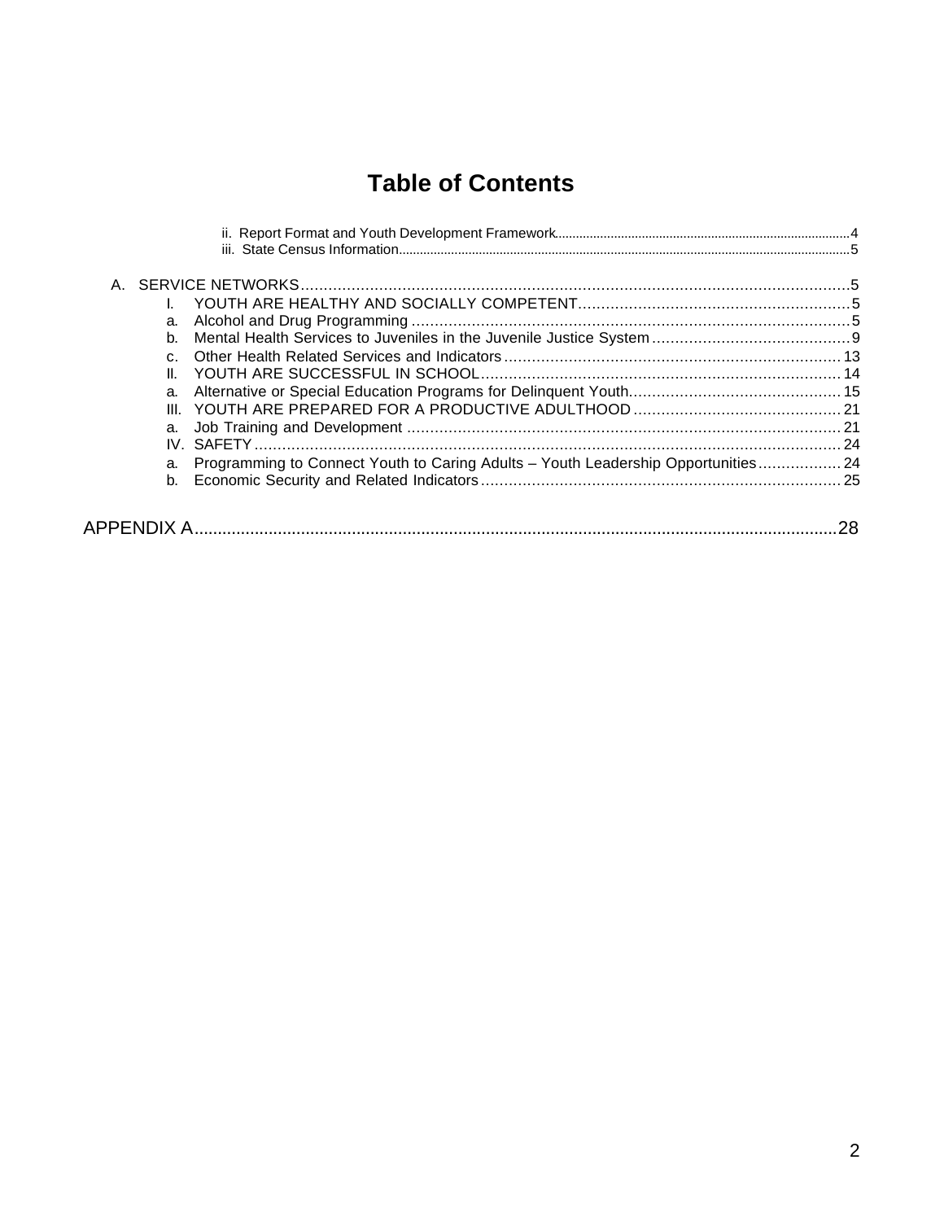# Table of Contents

- ii. Report Format and Youth Development Framework ........ 4
- iii. State Census Information ........ 5

A. SERVICE NETWORKS ........ 5

- I. YOUTH ARE HEALTHY AND SOCIALLY COMPETENT ........ 5
  - a. Alcohol and Drug Programming ........ 5
  - b. Mental Health Services to Juveniles in the Juvenile Justice System ........ 9
  - c. Other Health Related Services and Indicators ........ 13
- II. YOUTH ARE SUCCESSFUL IN SCHOOL ........ 14
  - a. Alternative or Special Education Programs for Delinquent Youth ........ 15
- III. YOUTH ARE PREPARED FOR A PRODUCTIVE ADULTHOOD ........ 21
  - a. Job Training and Development ........ 21
- IV. SAFETY ........ 24
  - a. Programming to Connect Youth to Caring Adults – Youth Leadership Opportunities ........ 24
  - b. Economic Security and Related Indicators ........ 25

APPENDIX A ........ 28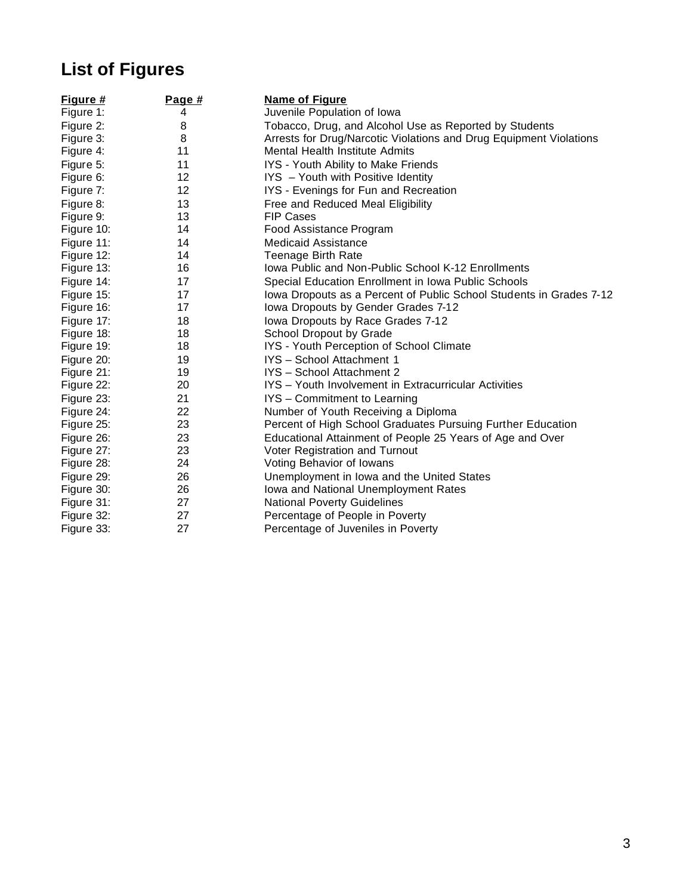# List of Figures

| Figure # | Page # | Name of Figure |
| --- | --- | --- |
| Figure 1: | 4 | Juvenile Population of Iowa |
| Figure 2: | 8 | Tobacco, Drug, and Alcohol Use as Reported by Students |
| Figure 3: | 8 | Arrests for Drug/Narcotic Violations and Drug Equipment Violations |
| Figure 4: | 11 | Mental Health Institute Admits |
| Figure 5: | 11 | IYS - Youth Ability to Make Friends |
| Figure 6: | 12 | IYS – Youth with Positive Identity |
| Figure 7: | 12 | IYS - Evenings for Fun and Recreation |
| Figure 8: | 13 | Free and Reduced Meal Eligibility |
| Figure 9: | 13 | FIP Cases |
| Figure 10: | 14 | Food Assistance Program |
| Figure 11: | 14 | Medicaid Assistance |
| Figure 12: | 14 | Teenage Birth Rate |
| Figure 13: | 16 | Iowa Public and Non-Public School K-12 Enrollments |
| Figure 14: | 17 | Special Education Enrollment in Iowa Public Schools |
| Figure 15: | 17 | Iowa Dropouts as a Percent of Public School Students in Grades 7-12 |
| Figure 16: | 17 | Iowa Dropouts by Gender Grades 7-12 |
| Figure 17: | 18 | Iowa Dropouts by Race Grades 7-12 |
| Figure 18: | 18 | School Dropout by Grade |
| Figure 19: | 18 | IYS - Youth Perception of School Climate |
| Figure 20: | 19 | IYS – School Attachment 1 |
| Figure 21: | 19 | IYS – School Attachment 2 |
| Figure 22: | 20 | IYS – Youth Involvement in Extracurricular Activities |
| Figure 23: | 21 | IYS – Commitment to Learning |
| Figure 24: | 22 | Number of Youth Receiving a Diploma |
| Figure 25: | 23 | Percent of High School Graduates Pursuing Further Education |
| Figure 26: | 23 | Educational Attainment of People 25 Years of Age and Over |
| Figure 27: | 23 | Voter Registration and Turnout |
| Figure 28: | 24 | Voting Behavior of Iowans |
| Figure 29: | 26 | Unemployment in Iowa and the United States |
| Figure 30: | 26 | Iowa and National Unemployment Rates |
| Figure 31: | 27 | National Poverty Guidelines |
| Figure 32: | 27 | Percentage of People in Poverty |
| Figure 33: | 27 | Percentage of Juveniles in Poverty |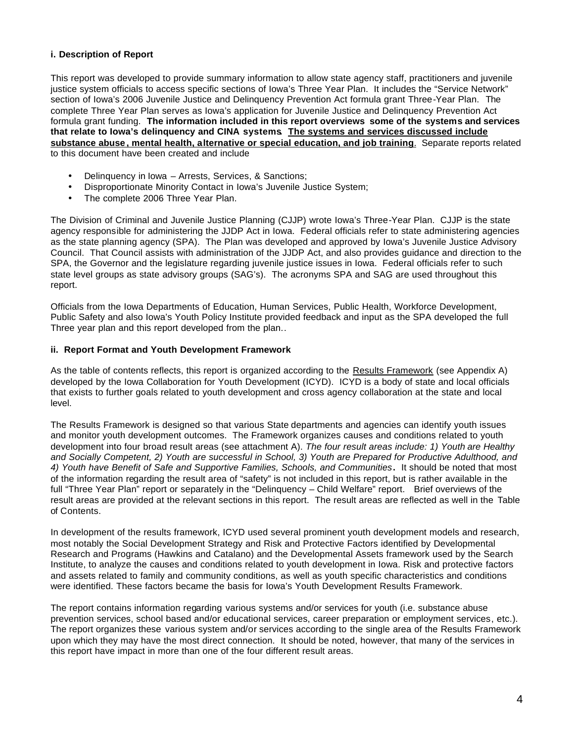### i. Description of Report

This report was developed to provide summary information to allow state agency staff, practitioners and juvenile justice system officials to access specific sections of Iowa's Three Year Plan. It includes the "Service Network" section of Iowa's 2006 Juvenile Justice and Delinquency Prevention Act formula grant Three-Year Plan. The complete Three Year Plan serves as Iowa's application for Juvenile Justice and Delinquency Prevention Act formula grant funding. **The information included in this report overviews some of the systems and services that relate to Iowa's delinquency and CINA systems**. **<u>The systems and services discussed include substance abuse, mental health, alternative or special education, and job training</u>**. Separate reports related to this document have been created and include

- Delinquency in Iowa – Arrests, Services, & Sanctions;
- Disproportionate Minority Contact in Iowa's Juvenile Justice System;
- The complete 2006 Three Year Plan.

The Division of Criminal and Juvenile Justice Planning (CJJP) wrote Iowa's Three-Year Plan. CJJP is the state agency responsible for administering the JJDP Act in Iowa. Federal officials refer to state administering agencies as the state planning agency (SPA). The Plan was developed and approved by Iowa's Juvenile Justice Advisory Council. That Council assists with administration of the JJDP Act, and also provides guidance and direction to the SPA, the Governor and the legislature regarding juvenile justice issues in Iowa. Federal officials refer to such state level groups as state advisory groups (SAG's). The acronyms SPA and SAG are used throughout this report.

Officials from the Iowa Departments of Education, Human Services, Public Health, Workforce Development, Public Safety and also Iowa's Youth Policy Institute provided feedback and input as the SPA developed the full Three year plan and this report developed from the plan..

### ii. Report Format and Youth Development Framework

As the table of contents reflects, this report is organized according to the <u>Results Framework</u> (see Appendix A) developed by the Iowa Collaboration for Youth Development (ICYD). ICYD is a body of state and local officials that exists to further goals related to youth development and cross agency collaboration at the state and local level.

The Results Framework is designed so that various State departments and agencies can identify youth issues and monitor youth development outcomes. The Framework organizes causes and conditions related to youth development into four broad result areas (see attachment A). *The four result areas include: 1) Youth are Healthy and Socially Competent, 2) Youth are successful in School, 3) Youth are Prepared for Productive Adulthood, and 4) Youth have Benefit of Safe and Supportive Families, Schools, and Communities***.** It should be noted that most of the information regarding the result area of "safety" is not included in this report, but is rather available in the full "Three Year Plan" report or separately in the "Delinquency – Child Welfare" report. Brief overviews of the result areas are provided at the relevant sections in this report. The result areas are reflected as well in the Table of Contents.

In development of the results framework, ICYD used several prominent youth development models and research, most notably the Social Development Strategy and Risk and Protective Factors identified by Developmental Research and Programs (Hawkins and Catalano) and the Developmental Assets framework used by the Search Institute, to analyze the causes and conditions related to youth development in Iowa. Risk and protective factors and assets related to family and community conditions, as well as youth specific characteristics and conditions were identified. These factors became the basis for Iowa's Youth Development Results Framework.

The report contains information regarding various systems and/or services for youth (i.e. substance abuse prevention services, school based and/or educational services, career preparation or employment services, etc.). The report organizes these various system and/or services according to the single area of the Results Framework upon which they may have the most direct connection. It should be noted, however, that many of the services in this report have impact in more than one of the four different result areas.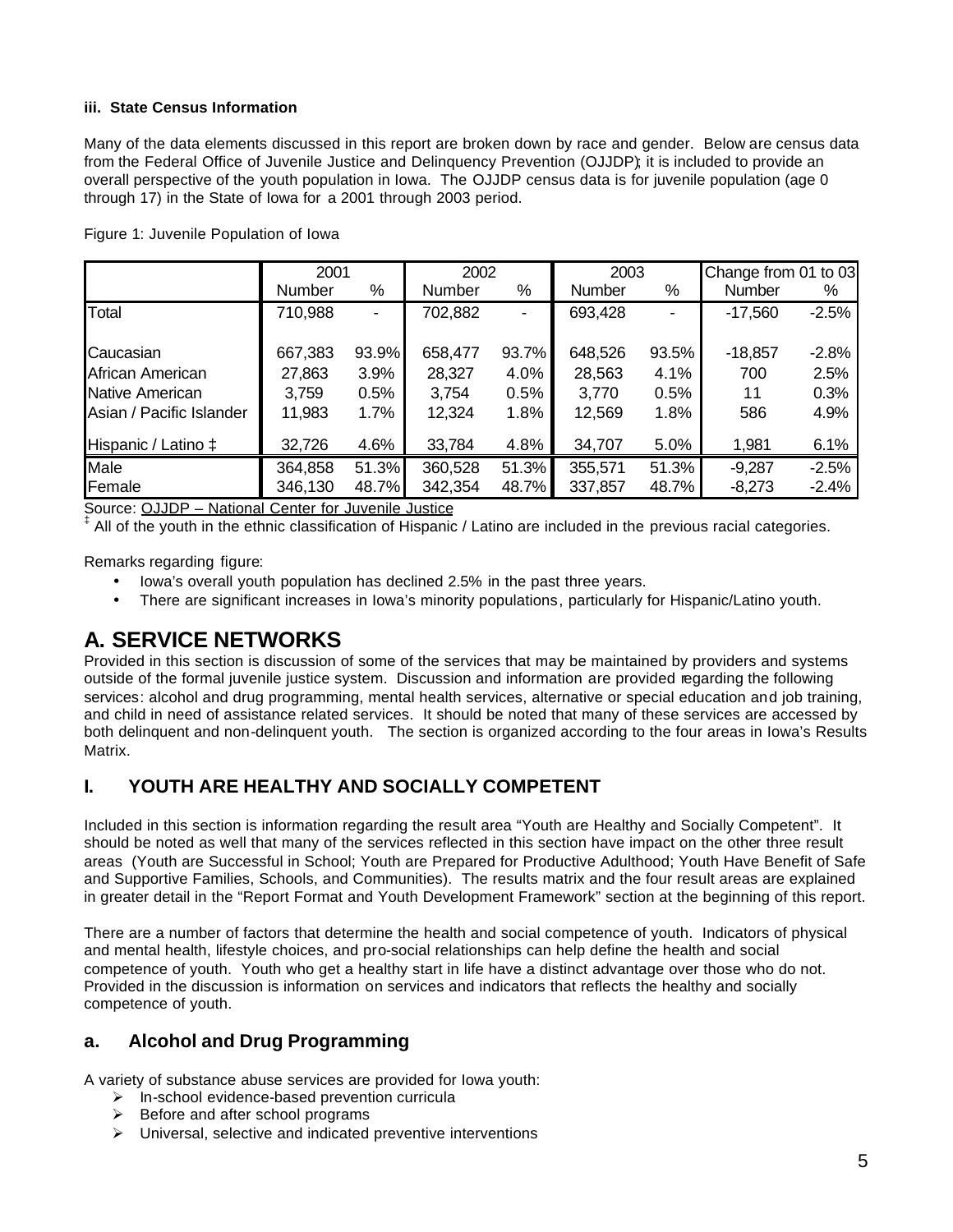**iii. State Census Information**

Many of the data elements discussed in this report are broken down by race and gender. Below are census data from the Federal Office of Juvenile Justice and Delinquency Prevention (OJJDP); it is included to provide an overall perspective of the youth population in Iowa. The OJJDP census data is for juvenile population (age 0 through 17) in the State of Iowa for a 2001 through 2003 period.

Figure 1: Juvenile Population of Iowa

| | 2001 | | 2002 | | 2003 | | Change from 01 to 03 | |
|---|---|---|---|---|---|---|---|---|
| | Number | % | Number | % | Number | % | Number | % |
| Total | 710,988 | - | 702,882 | - | 693,428 | - | -17,560 | -2.5% |
| Caucasian | 667,383 | 93.9% | 658,477 | 93.7% | 648,526 | 93.5% | -18,857 | -2.8% |
| African American | 27,863 | 3.9% | 28,327 | 4.0% | 28,563 | 4.1% | 700 | 2.5% |
| Native American | 3,759 | 0.5% | 3,754 | 0.5% | 3,770 | 0.5% | 11 | 0.3% |
| Asian / Pacific Islander | 11,983 | 1.7% | 12,324 | 1.8% | 12,569 | 1.8% | 586 | 4.9% |
| Hispanic / Latino ‡ | 32,726 | 4.6% | 33,784 | 4.8% | 34,707 | 5.0% | 1,981 | 6.1% |
| Male | 364,858 | 51.3% | 360,528 | 51.3% | 355,571 | 51.3% | -9,287 | -2.5% |
| Female | 346,130 | 48.7% | 342,354 | 48.7% | 337,857 | 48.7% | -8,273 | -2.4% |

Source: OJJDP – National Center for Juvenile Justice
‡ All of the youth in the ethnic classification of Hispanic / Latino are included in the previous racial categories.

Remarks regarding figure:

- Iowa's overall youth population has declined 2.5% in the past three years.
- There are significant increases in Iowa's minority populations, particularly for Hispanic/Latino youth.

# A. SERVICE NETWORKS

Provided in this section is discussion of some of the services that may be maintained by providers and systems outside of the formal juvenile justice system. Discussion and information are provided regarding the following services: alcohol and drug programming, mental health services, alternative or special education and job training, and child in need of assistance related services. It should be noted that many of these services are accessed by both delinquent and non-delinquent youth. The section is organized according to the four areas in Iowa's Results Matrix.

## I. YOUTH ARE HEALTHY AND SOCIALLY COMPETENT

Included in this section is information regarding the result area "Youth are Healthy and Socially Competent". It should be noted as well that many of the services reflected in this section have impact on the other three result areas (Youth are Successful in School; Youth are Prepared for Productive Adulthood; Youth Have Benefit of Safe and Supportive Families, Schools, and Communities). The results matrix and the four result areas are explained in greater detail in the "Report Format and Youth Development Framework" section at the beginning of this report.

There are a number of factors that determine the health and social competence of youth. Indicators of physical and mental health, lifestyle choices, and pro-social relationships can help define the health and social competence of youth. Youth who get a healthy start in life have a distinct advantage over those who do not. Provided in the discussion is information on services and indicators that reflects the healthy and socially competence of youth.

### a. Alcohol and Drug Programming

A variety of substance abuse services are provided for Iowa youth:

- In-school evidence-based prevention curricula
- Before and after school programs
- Universal, selective and indicated preventive interventions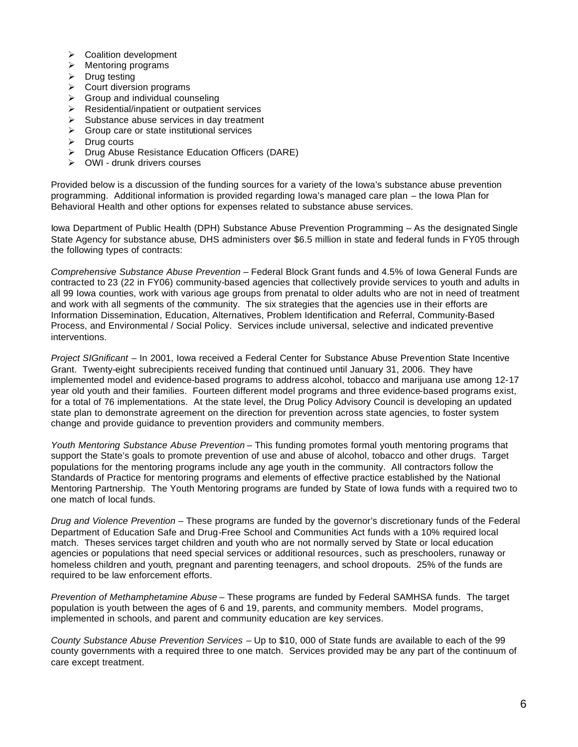- Coalition development
- Mentoring programs
- Drug testing
- Court diversion programs
- Group and individual counseling
- Residential/inpatient or outpatient services
- Substance abuse services in day treatment
- Group care or state institutional services
- Drug courts
- Drug Abuse Resistance Education Officers (DARE)
- OWI - drunk drivers courses

Provided below is a discussion of the funding sources for a variety of the Iowa's substance abuse prevention programming. Additional information is provided regarding Iowa's managed care plan – the Iowa Plan for Behavioral Health and other options for expenses related to substance abuse services.

Iowa Department of Public Health (DPH) Substance Abuse Prevention Programming – As the designated Single State Agency for substance abuse, DHS administers over $6.5 million in state and federal funds in FY05 through the following types of contracts:

*Comprehensive Substance Abuse Prevention* – Federal Block Grant funds and 4.5% of Iowa General Funds are contracted to 23 (22 in FY06) community-based agencies that collectively provide services to youth and adults in all 99 Iowa counties, work with various age groups from prenatal to older adults who are not in need of treatment and work with all segments of the community. The six strategies that the agencies use in their efforts are Information Dissemination, Education, Alternatives, Problem Identification and Referral, Community-Based Process, and Environmental / Social Policy. Services include universal, selective and indicated preventive interventions.

*Project SIGnificant* – In 2001, Iowa received a Federal Center for Substance Abuse Prevention State Incentive Grant. Twenty-eight subrecipients received funding that continued until January 31, 2006. They have implemented model and evidence-based programs to address alcohol, tobacco and marijuana use among 12-17 year old youth and their families. Fourteen different model programs and three evidence-based programs exist, for a total of 76 implementations. At the state level, the Drug Policy Advisory Council is developing an updated state plan to demonstrate agreement on the direction for prevention across state agencies, to foster system change and provide guidance to prevention providers and community members.

*Youth Mentoring Substance Abuse Prevention* – This funding promotes formal youth mentoring programs that support the State's goals to promote prevention of use and abuse of alcohol, tobacco and other drugs. Target populations for the mentoring programs include any age youth in the community. All contractors follow the Standards of Practice for mentoring programs and elements of effective practice established by the National Mentoring Partnership. The Youth Mentoring programs are funded by State of Iowa funds with a required two to one match of local funds.

*Drug and Violence Prevention* – These programs are funded by the governor's discretionary funds of the Federal Department of Education Safe and Drug-Free School and Communities Act funds with a 10% required local match. Theses services target children and youth who are not normally served by State or local education agencies or populations that need special services or additional resources, such as preschoolers, runaway or homeless children and youth, pregnant and parenting teenagers, and school dropouts. 25% of the funds are required to be law enforcement efforts.

*Prevention of Methamphetamine Abuse* – These programs are funded by Federal SAMHSA funds. The target population is youth between the ages of 6 and 19, parents, and community members. Model programs, implemented in schools, and parent and community education are key services.

*County Substance Abuse Prevention Services* – Up to $10, 000 of State funds are available to each of the 99 county governments with a required three to one match. Services provided may be any part of the continuum of care except treatment.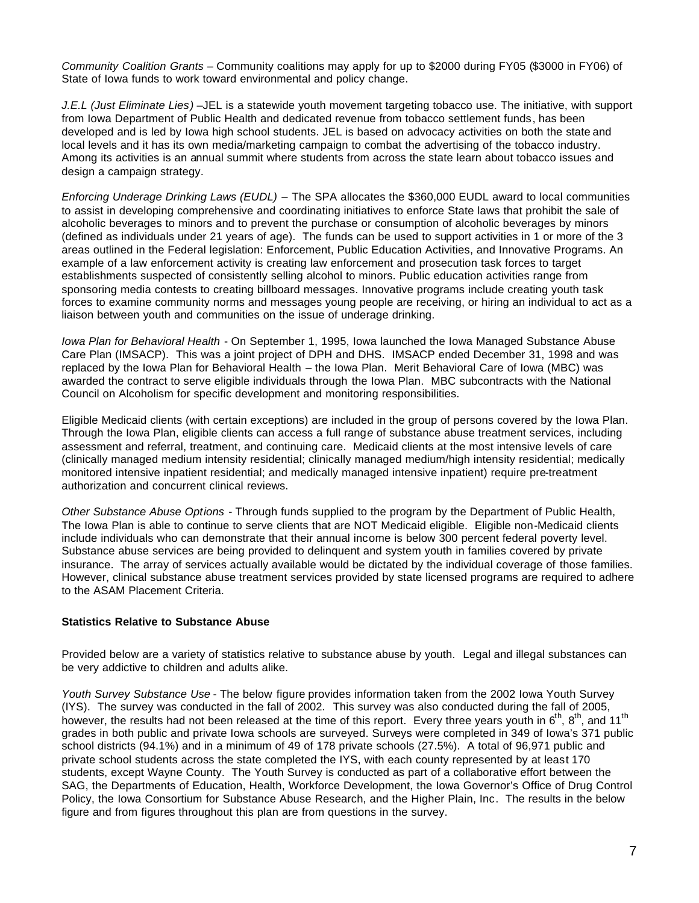*Community Coalition Grants* – Community coalitions may apply for up to $2000 during FY05 ($3000 in FY06) of State of Iowa funds to work toward environmental and policy change.

*J.E.L (Just Eliminate Lies)* –JEL is a statewide youth movement targeting tobacco use. The initiative, with support from Iowa Department of Public Health and dedicated revenue from tobacco settlement funds, has been developed and is led by Iowa high school students. JEL is based on advocacy activities on both the state and local levels and it has its own media/marketing campaign to combat the advertising of the tobacco industry. Among its activities is an annual summit where students from across the state learn about tobacco issues and design a campaign strategy.

*Enforcing Underage Drinking Laws (EUDL)* – The SPA allocates the $360,000 EUDL award to local communities to assist in developing comprehensive and coordinating initiatives to enforce State laws that prohibit the sale of alcoholic beverages to minors and to prevent the purchase or consumption of alcoholic beverages by minors (defined as individuals under 21 years of age). The funds can be used to support activities in 1 or more of the 3 areas outlined in the Federal legislation: Enforcement, Public Education Activities, and Innovative Programs. An example of a law enforcement activity is creating law enforcement and prosecution task forces to target establishments suspected of consistently selling alcohol to minors. Public education activities range from sponsoring media contests to creating billboard messages. Innovative programs include creating youth task forces to examine community norms and messages young people are receiving, or hiring an individual to act as a liaison between youth and communities on the issue of underage drinking.

*Iowa Plan for Behavioral Health* - On September 1, 1995, Iowa launched the Iowa Managed Substance Abuse Care Plan (IMSACP). This was a joint project of DPH and DHS. IMSACP ended December 31, 1998 and was replaced by the Iowa Plan for Behavioral Health – the Iowa Plan. Merit Behavioral Care of Iowa (MBC) was awarded the contract to serve eligible individuals through the Iowa Plan. MBC subcontracts with the National Council on Alcoholism for specific development and monitoring responsibilities.

Eligible Medicaid clients (with certain exceptions) are included in the group of persons covered by the Iowa Plan. Through the Iowa Plan, eligible clients can access a full range of substance abuse treatment services, including assessment and referral, treatment, and continuing care. Medicaid clients at the most intensive levels of care (clinically managed medium intensity residential; clinically managed medium/high intensity residential; medically monitored intensive inpatient residential; and medically managed intensive inpatient) require pre-treatment authorization and concurrent clinical reviews.

*Other Substance Abuse Options* - Through funds supplied to the program by the Department of Public Health, The Iowa Plan is able to continue to serve clients that are NOT Medicaid eligible. Eligible non-Medicaid clients include individuals who can demonstrate that their annual income is below 300 percent federal poverty level. Substance abuse services are being provided to delinquent and system youth in families covered by private insurance. The array of services actually available would be dictated by the individual coverage of those families. However, clinical substance abuse treatment services provided by state licensed programs are required to adhere to the ASAM Placement Criteria.

**Statistics Relative to Substance Abuse**

Provided below are a variety of statistics relative to substance abuse by youth. Legal and illegal substances can be very addictive to children and adults alike.

*Youth Survey Substance Use* - The below figure provides information taken from the 2002 Iowa Youth Survey (IYS). The survey was conducted in the fall of 2002. This survey was also conducted during the fall of 2005, however, the results had not been released at the time of this report. Every three years youth in 6th, 8th, and 11th grades in both public and private Iowa schools are surveyed. Surveys were completed in 349 of Iowa's 371 public school districts (94.1%) and in a minimum of 49 of 178 private schools (27.5%). A total of 96,971 public and private school students across the state completed the IYS, with each county represented by at least 170 students, except Wayne County. The Youth Survey is conducted as part of a collaborative effort between the SAG, the Departments of Education, Health, Workforce Development, the Iowa Governor's Office of Drug Control Policy, the Iowa Consortium for Substance Abuse Research, and the Higher Plain, Inc. The results in the below figure and from figures throughout this plan are from questions in the survey.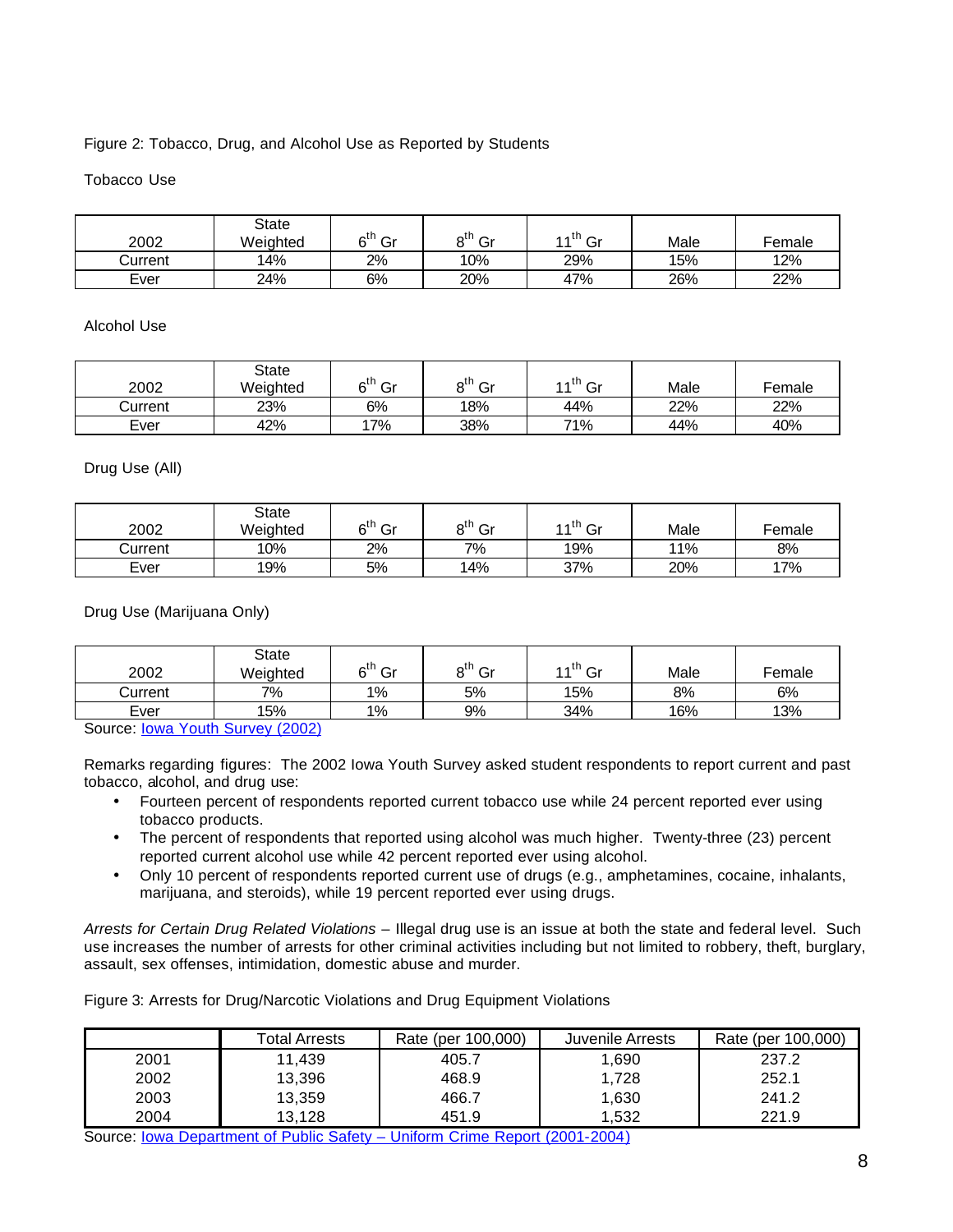Figure 2: Tobacco, Drug, and Alcohol Use as Reported by Students

Tobacco Use

| 2002 | State Weighted | 6th Gr | 8th Gr | 11th Gr | Male | Female |
|---|---|---|---|---|---|---|
| Current | 14% | 2% | 10% | 29% | 15% | 12% |
| Ever | 24% | 6% | 20% | 47% | 26% | 22% |

Alcohol Use

| 2002 | State Weighted | 6th Gr | 8th Gr | 11th Gr | Male | Female |
|---|---|---|---|---|---|---|
| Current | 23% | 6% | 18% | 44% | 22% | 22% |
| Ever | 42% | 17% | 38% | 71% | 44% | 40% |

Drug Use (All)

| 2002 | State Weighted | 6th Gr | 8th Gr | 11th Gr | Male | Female |
|---|---|---|---|---|---|---|
| Current | 10% | 2% | 7% | 19% | 11% | 8% |
| Ever | 19% | 5% | 14% | 37% | 20% | 17% |

Drug Use (Marijuana Only)

| 2002 | State Weighted | 6th Gr | 8th Gr | 11th Gr | Male | Female |
|---|---|---|---|---|---|---|
| Current | 7% | 1% | 5% | 15% | 8% | 6% |
| Ever | 15% | 1% | 9% | 34% | 16% | 13% |

Source: Iowa Youth Survey (2002)

Remarks regarding figures: The 2002 Iowa Youth Survey asked student respondents to report current and past tobacco, alcohol, and drug use:

- Fourteen percent of respondents reported current tobacco use while 24 percent reported ever using tobacco products.
- The percent of respondents that reported using alcohol was much higher. Twenty-three (23) percent reported current alcohol use while 42 percent reported ever using alcohol.
- Only 10 percent of respondents reported current use of drugs (e.g., amphetamines, cocaine, inhalants, marijuana, and steroids), while 19 percent reported ever using drugs.

*Arrests for Certain Drug Related Violations* – Illegal drug use is an issue at both the state and federal level. Such use increases the number of arrests for other criminal activities including but not limited to robbery, theft, burglary, assault, sex offenses, intimidation, domestic abuse and murder.

Figure 3: Arrests for Drug/Narcotic Violations and Drug Equipment Violations

| | Total Arrests | Rate (per 100,000) | Juvenile Arrests | Rate (per 100,000) |
|---|---|---|---|---|
| 2001 | 11,439 | 405.7 | 1,690 | 237.2 |
| 2002 | 13,396 | 468.9 | 1,728 | 252.1 |
| 2003 | 13,359 | 466.7 | 1,630 | 241.2 |
| 2004 | 13,128 | 451.9 | 1,532 | 221.9 |

Source: Iowa Department of Public Safety – Uniform Crime Report (2001-2004)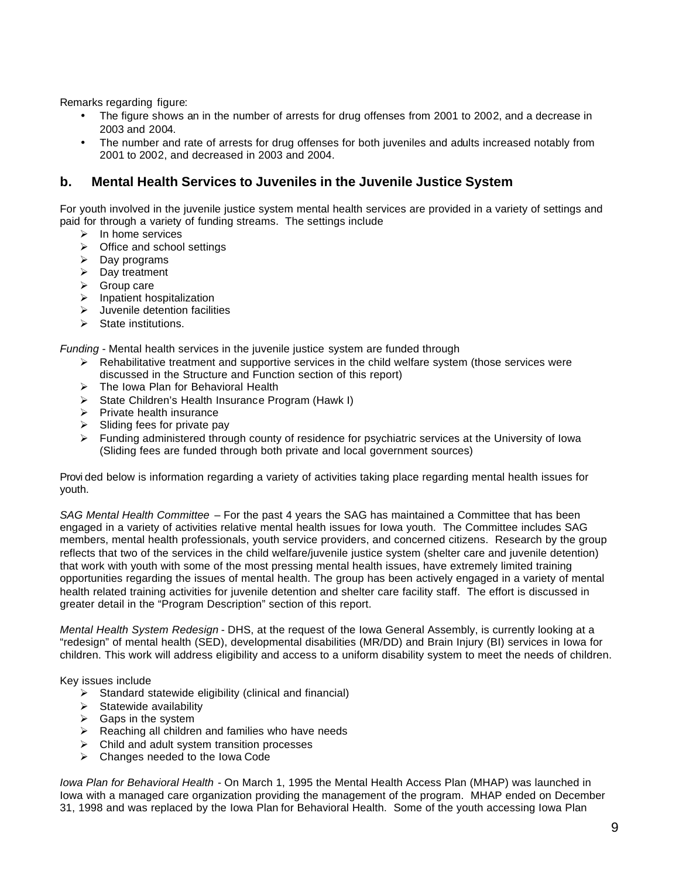Remarks regarding figure:

- The figure shows an in the number of arrests for drug offenses from 2001 to 2002, and a decrease in 2003 and 2004.
- The number and rate of arrests for drug offenses for both juveniles and adults increased notably from 2001 to 2002, and decreased in 2003 and 2004.

## b. Mental Health Services to Juveniles in the Juvenile Justice System

For youth involved in the juvenile justice system mental health services are provided in a variety of settings and paid for through a variety of funding streams. The settings include

- In home services
- Office and school settings
- Day programs
- Day treatment
- Group care
- Inpatient hospitalization
- Juvenile detention facilities
- State institutions.

*Funding* - Mental health services in the juvenile justice system are funded through

- Rehabilitative treatment and supportive services in the child welfare system (those services were discussed in the Structure and Function section of this report)
- The Iowa Plan for Behavioral Health
- State Children's Health Insurance Program (Hawk I)
- Private health insurance
- Sliding fees for private pay
- Funding administered through county of residence for psychiatric services at the University of Iowa (Sliding fees are funded through both private and local government sources)

Provided below is information regarding a variety of activities taking place regarding mental health issues for youth.

*SAG Mental Health Committee* – For the past 4 years the SAG has maintained a Committee that has been engaged in a variety of activities relative mental health issues for Iowa youth. The Committee includes SAG members, mental health professionals, youth service providers, and concerned citizens. Research by the group reflects that two of the services in the child welfare/juvenile justice system (shelter care and juvenile detention) that work with youth with some of the most pressing mental health issues, have extremely limited training opportunities regarding the issues of mental health. The group has been actively engaged in a variety of mental health related training activities for juvenile detention and shelter care facility staff. The effort is discussed in greater detail in the "Program Description" section of this report.

*Mental Health System Redesign* - DHS, at the request of the Iowa General Assembly, is currently looking at a "redesign" of mental health (SED), developmental disabilities (MR/DD) and Brain Injury (BI) services in Iowa for children. This work will address eligibility and access to a uniform disability system to meet the needs of children.

Key issues include

- Standard statewide eligibility (clinical and financial)
- Statewide availability
- Gaps in the system
- Reaching all children and families who have needs
- Child and adult system transition processes
- Changes needed to the Iowa Code

*Iowa Plan for Behavioral Health* - On March 1, 1995 the Mental Health Access Plan (MHAP) was launched in Iowa with a managed care organization providing the management of the program. MHAP ended on December 31, 1998 and was replaced by the Iowa Plan for Behavioral Health. Some of the youth accessing Iowa Plan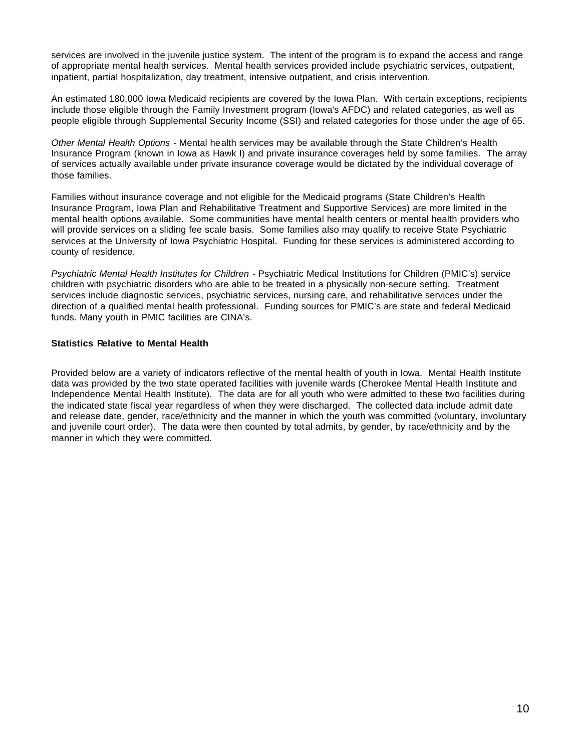services are involved in the juvenile justice system. The intent of the program is to expand the access and range of appropriate mental health services. Mental health services provided include psychiatric services, outpatient, inpatient, partial hospitalization, day treatment, intensive outpatient, and crisis intervention.

An estimated 180,000 Iowa Medicaid recipients are covered by the Iowa Plan. With certain exceptions, recipients include those eligible through the Family Investment program (Iowa's AFDC) and related categories, as well as people eligible through Supplemental Security Income (SSI) and related categories for those under the age of 65.

*Other Mental Health Options* - Mental health services may be available through the State Children's Health Insurance Program (known in Iowa as Hawk I) and private insurance coverages held by some families. The array of services actually available under private insurance coverage would be dictated by the individual coverage of those families.

Families without insurance coverage and not eligible for the Medicaid programs (State Children's Health Insurance Program, Iowa Plan and Rehabilitative Treatment and Supportive Services) are more limited in the mental health options available. Some communities have mental health centers or mental health providers who will provide services on a sliding fee scale basis. Some families also may qualify to receive State Psychiatric services at the University of Iowa Psychiatric Hospital. Funding for these services is administered according to county of residence.

*Psychiatric Mental Health Institutes for Children* - Psychiatric Medical Institutions for Children (PMIC's) service children with psychiatric disorders who are able to be treated in a physically non-secure setting. Treatment services include diagnostic services, psychiatric services, nursing care, and rehabilitative services under the direction of a qualified mental health professional. Funding sources for PMIC's are state and federal Medicaid funds. Many youth in PMIC facilities are CINA's.

**Statistics Relative to Mental Health**

Provided below are a variety of indicators reflective of the mental health of youth in Iowa. Mental Health Institute data was provided by the two state operated facilities with juvenile wards (Cherokee Mental Health Institute and Independence Mental Health Institute). The data are for all youth who were admitted to these two facilities during the indicated state fiscal year regardless of when they were discharged. The collected data include admit date and release date, gender, race/ethnicity and the manner in which the youth was committed (voluntary, involuntary and juvenile court order). The data were then counted by total admits, by gender, by race/ethnicity and by the manner in which they were committed.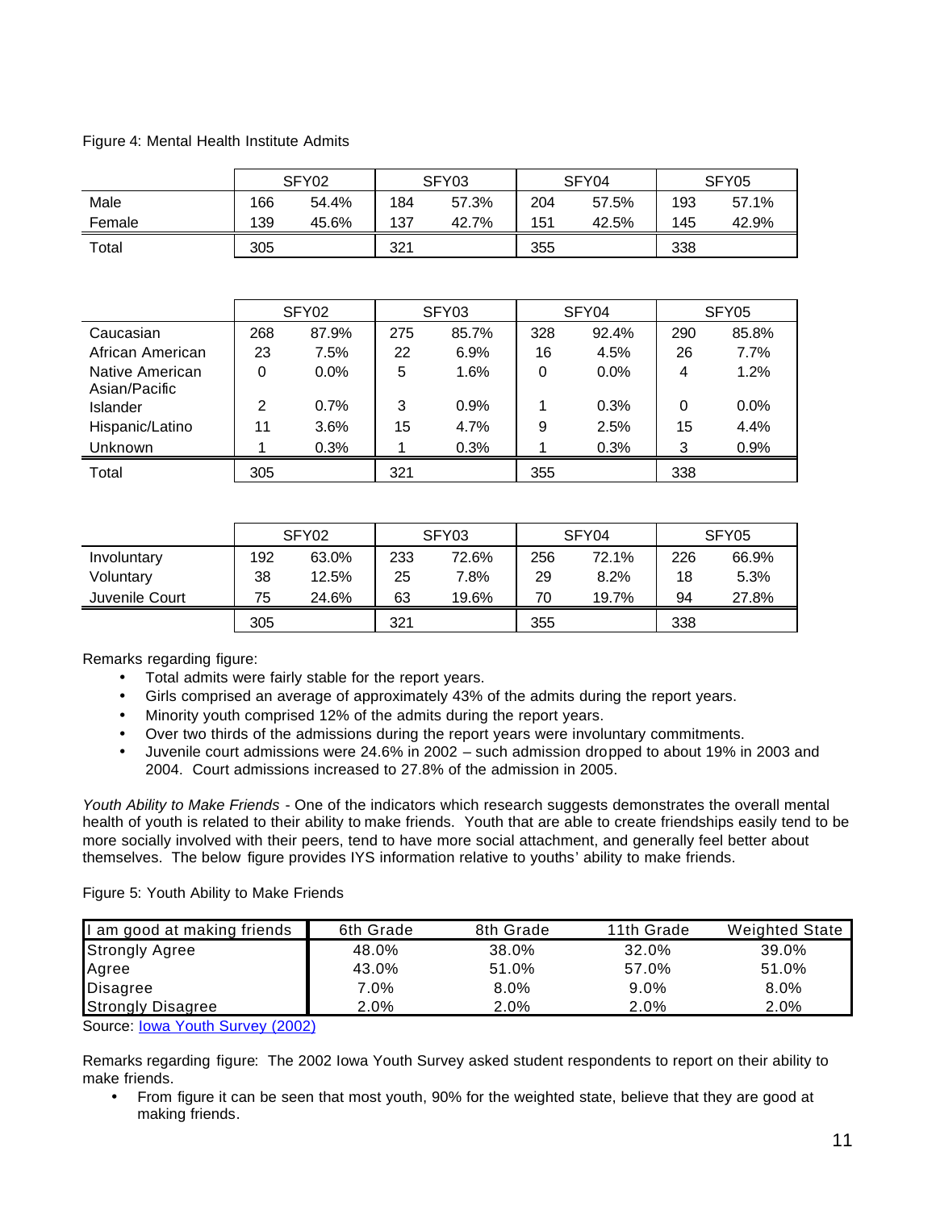Figure 4: Mental Health Institute Admits

| | SFY02 | | SFY03 | | SFY04 | | SFY05 | |
|---|---|---|---|---|---|---|---|---|
| Male | 166 | 54.4% | 184 | 57.3% | 204 | 57.5% | 193 | 57.1% |
| Female | 139 | 45.6% | 137 | 42.7% | 151 | 42.5% | 145 | 42.9% |
| Total | 305 | | 321 | | 355 | | 338 | |

| | SFY02 | | SFY03 | | SFY04 | | SFY05 | |
|---|---|---|---|---|---|---|---|---|
| Caucasian | 268 | 87.9% | 275 | 85.7% | 328 | 92.4% | 290 | 85.8% |
| African American | 23 | 7.5% | 22 | 6.9% | 16 | 4.5% | 26 | 7.7% |
| Native American | 0 | 0.0% | 5 | 1.6% | 0 | 0.0% | 4 | 1.2% |
| Asian/Pacific Islander | 2 | 0.7% | 3 | 0.9% | 1 | 0.3% | 0 | 0.0% |
| Hispanic/Latino | 11 | 3.6% | 15 | 4.7% | 9 | 2.5% | 15 | 4.4% |
| Unknown | 1 | 0.3% | 1 | 0.3% | 1 | 0.3% | 3 | 0.9% |
| Total | 305 | | 321 | | 355 | | 338 | |

| | SFY02 | | SFY03 | | SFY04 | | SFY05 | |
|---|---|---|---|---|---|---|---|---|
| Involuntary | 192 | 63.0% | 233 | 72.6% | 256 | 72.1% | 226 | 66.9% |
| Voluntary | 38 | 12.5% | 25 | 7.8% | 29 | 8.2% | 18 | 5.3% |
| Juvenile Court | 75 | 24.6% | 63 | 19.6% | 70 | 19.7% | 94 | 27.8% |
| | 305 | | 321 | | 355 | | 338 | |

Remarks regarding figure:

- Total admits were fairly stable for the report years.
- Girls comprised an average of approximately 43% of the admits during the report years.
- Minority youth comprised 12% of the admits during the report years.
- Over two thirds of the admissions during the report years were involuntary commitments.
- Juvenile court admissions were 24.6% in 2002 – such admission dropped to about 19% in 2003 and 2004. Court admissions increased to 27.8% of the admission in 2005.

*Youth Ability to Make Friends* - One of the indicators which research suggests demonstrates the overall mental health of youth is related to their ability to make friends. Youth that are able to create friendships easily tend to be more socially involved with their peers, tend to have more social attachment, and generally feel better about themselves. The below figure provides IYS information relative to youths' ability to make friends.

Figure 5: Youth Ability to Make Friends

| I am good at making friends | 6th Grade | 8th Grade | 11th Grade | Weighted State |
|---|---|---|---|---|
| Strongly Agree | 48.0% | 38.0% | 32.0% | 39.0% |
| Agree | 43.0% | 51.0% | 57.0% | 51.0% |
| Disagree | 7.0% | 8.0% | 9.0% | 8.0% |
| Strongly Disagree | 2.0% | 2.0% | 2.0% | 2.0% |

Source: Iowa Youth Survey (2002)

Remarks regarding figure: The 2002 Iowa Youth Survey asked student respondents to report on their ability to make friends.

- From figure it can be seen that most youth, 90% for the weighted state, believe that they are good at making friends.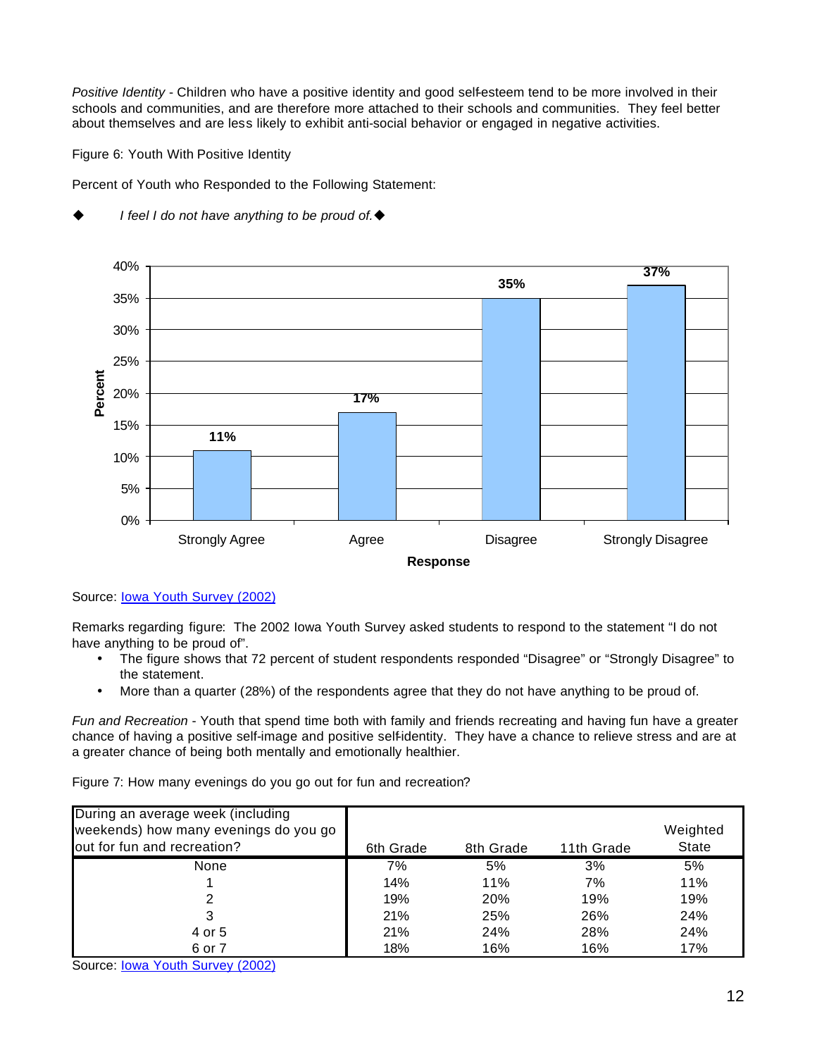*Positive Identity* - Children who have a positive identity and good self-esteem tend to be more involved in their schools and communities, and are therefore more attached to their schools and communities. They feel better about themselves and are less likely to exhibit anti-social behavior or engaged in negative activities.

Figure 6: Youth With Positive Identity

Percent of Youth who Responded to the Following Statement:

◆ *I feel I do not have anything to be proud of.*◆

| Response | Percent |
|---|---|
| Strongly Agree | 11% |
| Agree | 17% |
| Disagree | 35% |
| Strongly Disagree | 37% |

Source: Iowa Youth Survey (2002)

Remarks regarding figure: The 2002 Iowa Youth Survey asked students to respond to the statement "I do not have anything to be proud of".

- The figure shows that 72 percent of student respondents responded "Disagree" or "Strongly Disagree" to the statement.
- More than a quarter (28%) of the respondents agree that they do not have anything to be proud of.

*Fun and Recreation* - Youth that spend time both with family and friends recreating and having fun have a greater chance of having a positive self-image and positive self-identity. They have a chance to relieve stress and are at a greater chance of being both mentally and emotionally healthier.

Figure 7: How many evenings do you go out for fun and recreation?

| During an average week (including weekends) how many evenings do you go out for fun and recreation? | 6th Grade | 8th Grade | 11th Grade | Weighted State |
|---|---|---|---|---|
| None | 7% | 5% | 3% | 5% |
| 1 | 14% | 11% | 7% | 11% |
| 2 | 19% | 20% | 19% | 19% |
| 3 | 21% | 25% | 26% | 24% |
| 4 or 5 | 21% | 24% | 28% | 24% |
| 6 or 7 | 18% | 16% | 16% | 17% |

Source: Iowa Youth Survey (2002)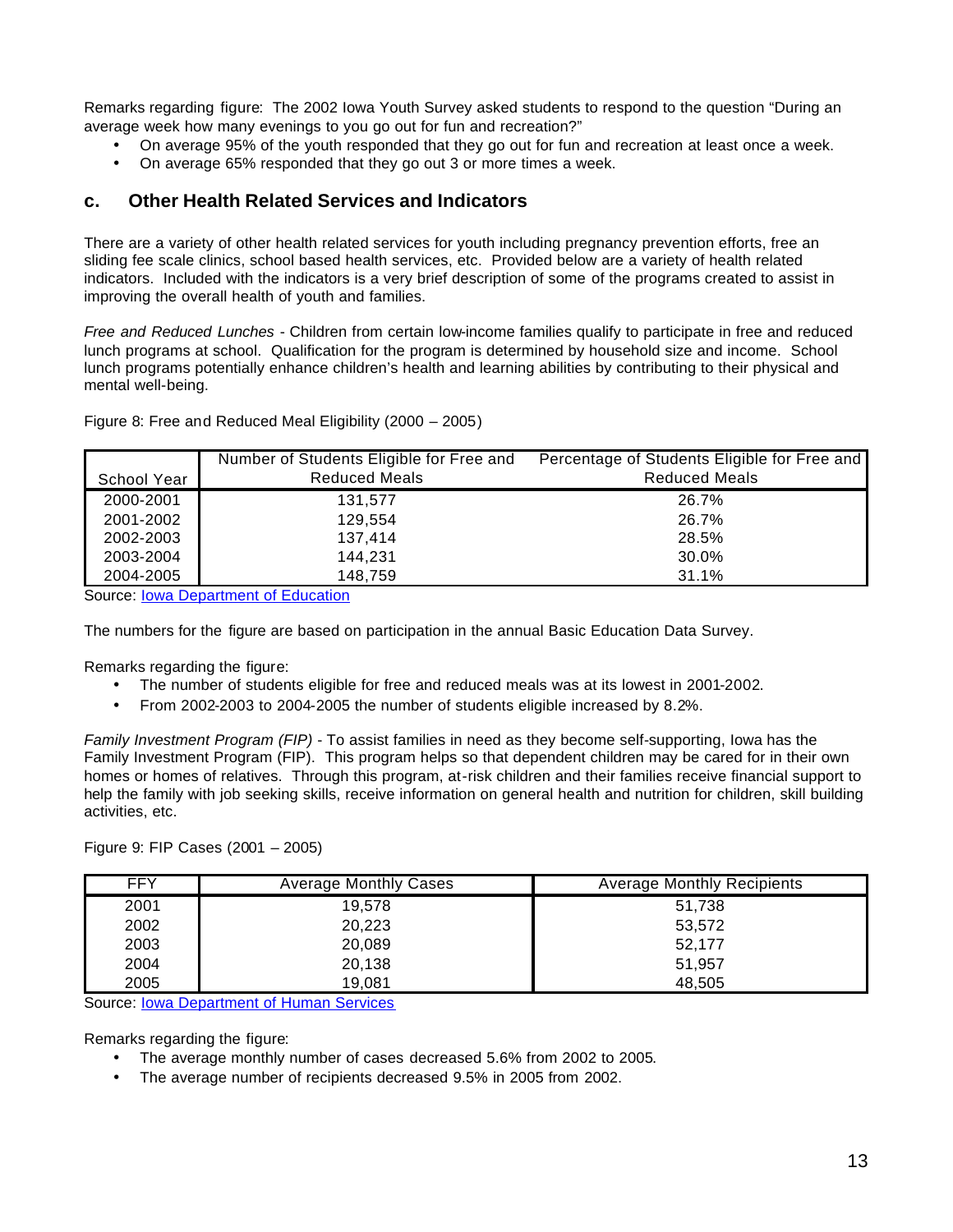Remarks regarding figure: The 2002 Iowa Youth Survey asked students to respond to the question "During an average week how many evenings to you go out for fun and recreation?"

- On average 95% of the youth responded that they go out for fun and recreation at least once a week.
- On average 65% responded that they go out 3 or more times a week.

## c. Other Health Related Services and Indicators

There are a variety of other health related services for youth including pregnancy prevention efforts, free an sliding fee scale clinics, school based health services, etc. Provided below are a variety of health related indicators. Included with the indicators is a very brief description of some of the programs created to assist in improving the overall health of youth and families.

*Free and Reduced Lunches* - Children from certain low-income families qualify to participate in free and reduced lunch programs at school. Qualification for the program is determined by household size and income. School lunch programs potentially enhance children's health and learning abilities by contributing to their physical and mental well-being.

Figure 8: Free and Reduced Meal Eligibility (2000 – 2005)

| School Year | Number of Students Eligible for Free and Reduced Meals | Percentage of Students Eligible for Free and Reduced Meals |
|---|---|---|
| 2000-2001 | 131,577 | 26.7% |
| 2001-2002 | 129,554 | 26.7% |
| 2002-2003 | 137,414 | 28.5% |
| 2003-2004 | 144,231 | 30.0% |
| 2004-2005 | 148,759 | 31.1% |

Source: Iowa Department of Education

The numbers for the figure are based on participation in the annual Basic Education Data Survey.

Remarks regarding the figure:

- The number of students eligible for free and reduced meals was at its lowest in 2001-2002.
- From 2002-2003 to 2004-2005 the number of students eligible increased by 8.2%.

*Family Investment Program (FIP)* - To assist families in need as they become self-supporting, Iowa has the Family Investment Program (FIP). This program helps so that dependent children may be cared for in their own homes or homes of relatives. Through this program, at-risk children and their families receive financial support to help the family with job seeking skills, receive information on general health and nutrition for children, skill building activities, etc.

Figure 9: FIP Cases (2001 – 2005)

| FFY | Average Monthly Cases | Average Monthly Recipients |
|---|---|---|
| 2001 | 19,578 | 51,738 |
| 2002 | 20,223 | 53,572 |
| 2003 | 20,089 | 52,177 |
| 2004 | 20,138 | 51,957 |
| 2005 | 19,081 | 48,505 |

Source: Iowa Department of Human Services

Remarks regarding the figure:

- The average monthly number of cases decreased 5.6% from 2002 to 2005.
- The average number of recipients decreased 9.5% in 2005 from 2002.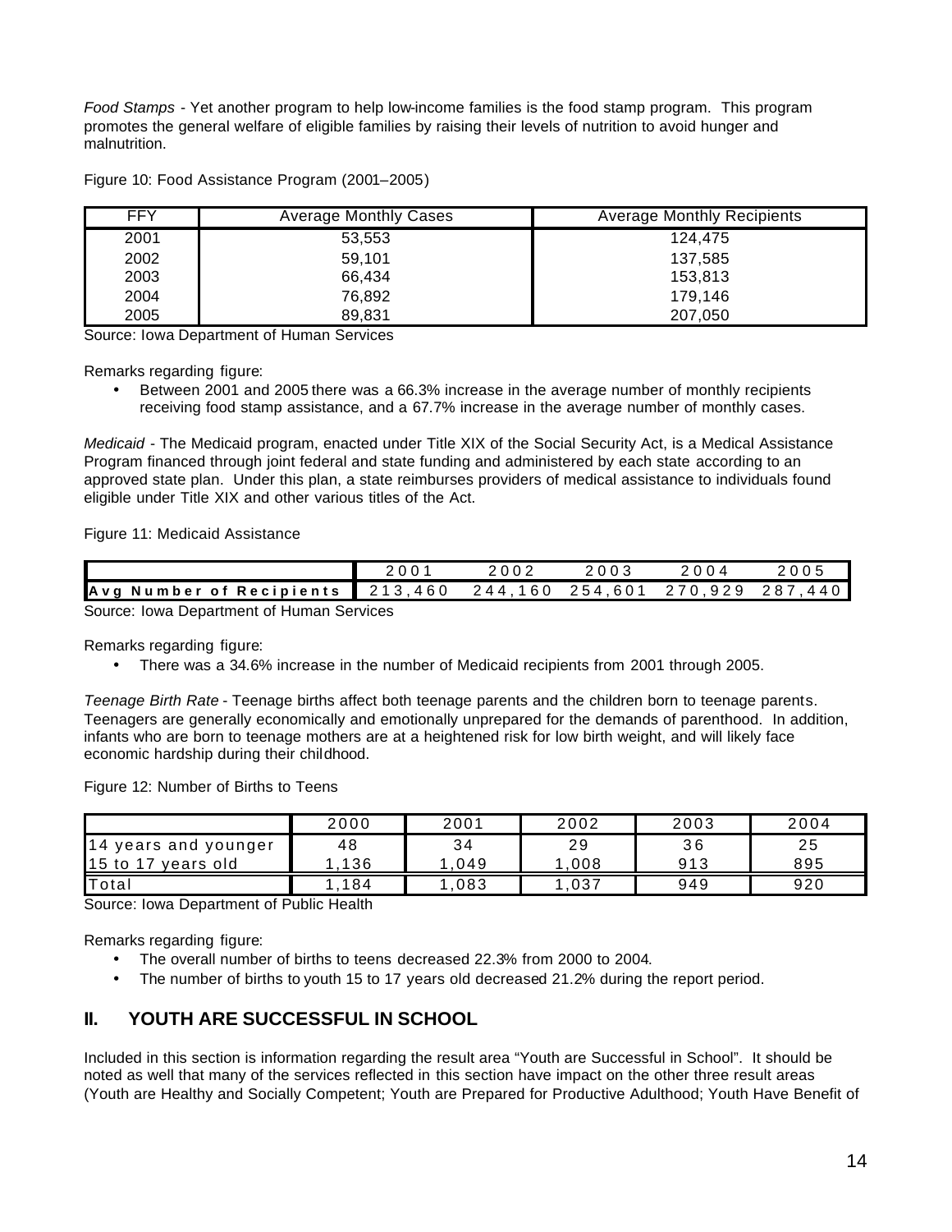*Food Stamps* - Yet another program to help low-income families is the food stamp program. This program promotes the general welfare of eligible families by raising their levels of nutrition to avoid hunger and malnutrition.

Figure 10: Food Assistance Program (2001–2005)

| FFY | Average Monthly Cases | Average Monthly Recipients |
|---|---|---|
| 2001 | 53,553 | 124,475 |
| 2002 | 59,101 | 137,585 |
| 2003 | 66,434 | 153,813 |
| 2004 | 76,892 | 179,146 |
| 2005 | 89,831 | 207,050 |

Source: Iowa Department of Human Services

Remarks regarding figure:

- Between 2001 and 2005 there was a 66.3% increase in the average number of monthly recipients receiving food stamp assistance, and a 67.7% increase in the average number of monthly cases.

*Medicaid* - The Medicaid program, enacted under Title XIX of the Social Security Act, is a Medical Assistance Program financed through joint federal and state funding and administered by each state according to an approved state plan. Under this plan, a state reimburses providers of medical assistance to individuals found eligible under Title XIX and other various titles of the Act.

Figure 11: Medicaid Assistance

| | 2001 | 2002 | 2003 | 2004 | 2005 |
|---|---|---|---|---|---|
| **Avg Number of Recipients** | 213,460 | 244,160 | 254,601 | 270,929 | 287,440 |

Source: Iowa Department of Human Services

Remarks regarding figure:

- There was a 34.6% increase in the number of Medicaid recipients from 2001 through 2005.

*Teenage Birth Rate* - Teenage births affect both teenage parents and the children born to teenage parents. Teenagers are generally economically and emotionally unprepared for the demands of parenthood. In addition, infants who are born to teenage mothers are at a heightened risk for low birth weight, and will likely face economic hardship during their childhood.

Figure 12: Number of Births to Teens

| | 2000 | 2001 | 2002 | 2003 | 2004 |
|---|---|---|---|---|---|
| 14 years and younger | 48 | 34 | 29 | 36 | 25 |
| 15 to 17 years old | 1,136 | 1,049 | 1,008 | 913 | 895 |
| Total | 1,184 | 1,083 | 1,037 | 949 | 920 |

Source: Iowa Department of Public Health

Remarks regarding figure:

- The overall number of births to teens decreased 22.3% from 2000 to 2004.
- The number of births to youth 15 to 17 years old decreased 21.2% during the report period.

## II. YOUTH ARE SUCCESSFUL IN SCHOOL

Included in this section is information regarding the result area "Youth are Successful in School". It should be noted as well that many of the services reflected in this section have impact on the other three result areas (Youth are Healthy and Socially Competent; Youth are Prepared for Productive Adulthood; Youth Have Benefit of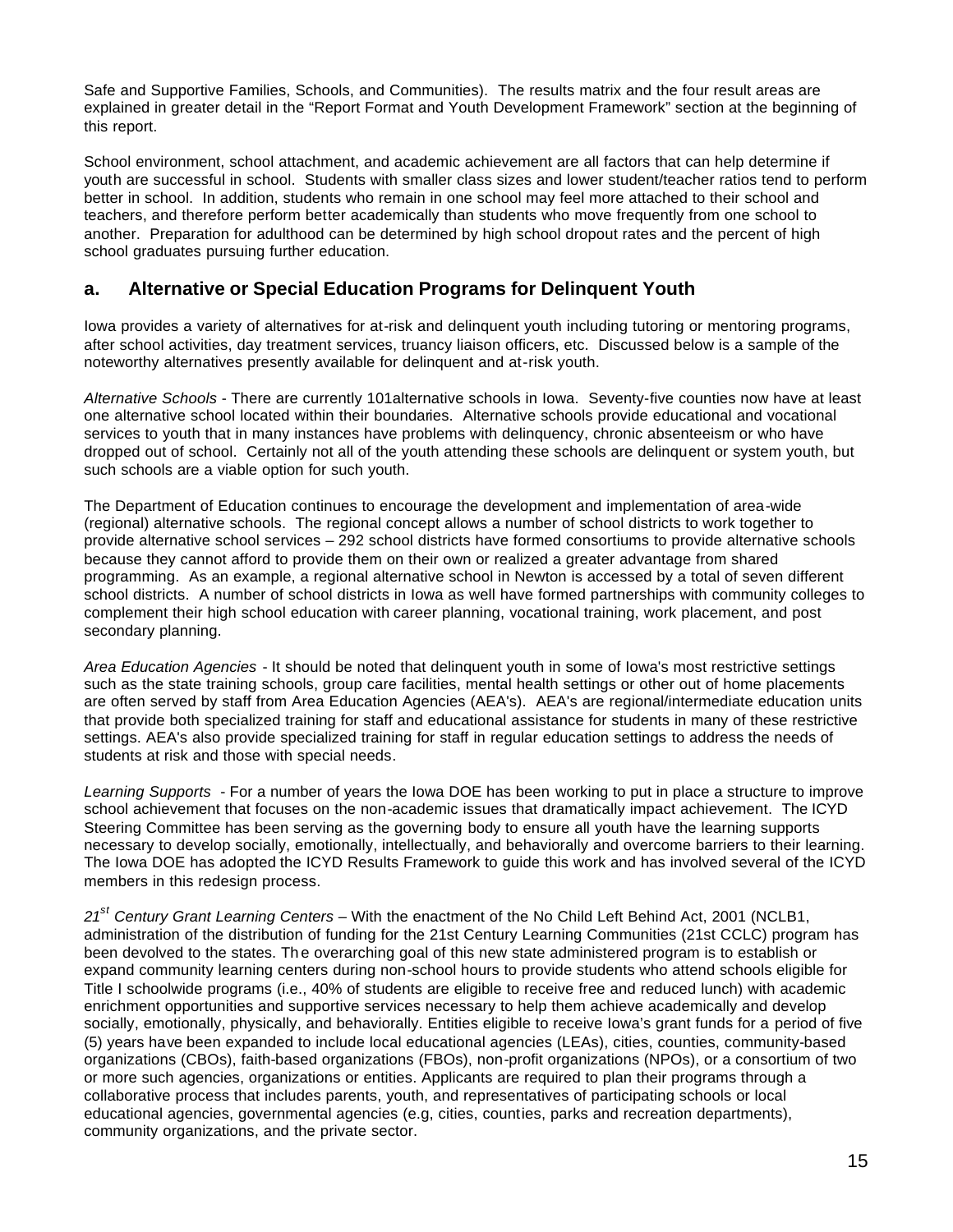Safe and Supportive Families, Schools, and Communities). The results matrix and the four result areas are explained in greater detail in the "Report Format and Youth Development Framework" section at the beginning of this report.

School environment, school attachment, and academic achievement are all factors that can help determine if youth are successful in school. Students with smaller class sizes and lower student/teacher ratios tend to perform better in school. In addition, students who remain in one school may feel more attached to their school and teachers, and therefore perform better academically than students who move frequently from one school to another. Preparation for adulthood can be determined by high school dropout rates and the percent of high school graduates pursuing further education.

## a. Alternative or Special Education Programs for Delinquent Youth

Iowa provides a variety of alternatives for at-risk and delinquent youth including tutoring or mentoring programs, after school activities, day treatment services, truancy liaison officers, etc. Discussed below is a sample of the noteworthy alternatives presently available for delinquent and at-risk youth.

*Alternative Schools* - There are currently 101alternative schools in Iowa. Seventy-five counties now have at least one alternative school located within their boundaries. Alternative schools provide educational and vocational services to youth that in many instances have problems with delinquency, chronic absenteeism or who have dropped out of school. Certainly not all of the youth attending these schools are delinquent or system youth, but such schools are a viable option for such youth.

The Department of Education continues to encourage the development and implementation of area-wide (regional) alternative schools. The regional concept allows a number of school districts to work together to provide alternative school services – 292 school districts have formed consortiums to provide alternative schools because they cannot afford to provide them on their own or realized a greater advantage from shared programming. As an example, a regional alternative school in Newton is accessed by a total of seven different school districts. A number of school districts in Iowa as well have formed partnerships with community colleges to complement their high school education with career planning, vocational training, work placement, and post secondary planning.

*Area Education Agencies* - It should be noted that delinquent youth in some of Iowa's most restrictive settings such as the state training schools, group care facilities, mental health settings or other out of home placements are often served by staff from Area Education Agencies (AEA's). AEA's are regional/intermediate education units that provide both specialized training for staff and educational assistance for students in many of these restrictive settings. AEA's also provide specialized training for staff in regular education settings to address the needs of students at risk and those with special needs.

*Learning Supports* - For a number of years the Iowa DOE has been working to put in place a structure to improve school achievement that focuses on the non-academic issues that dramatically impact achievement. The ICYD Steering Committee has been serving as the governing body to ensure all youth have the learning supports necessary to develop socially, emotionally, intellectually, and behaviorally and overcome barriers to their learning. The Iowa DOE has adopted the ICYD Results Framework to guide this work and has involved several of the ICYD members in this redesign process.

*21st Century Grant Learning Centers* – With the enactment of the No Child Left Behind Act, 2001 (NCLB1, administration of the distribution of funding for the 21st Century Learning Communities (21st CCLC) program has been devolved to the states. The overarching goal of this new state administered program is to establish or expand community learning centers during non-school hours to provide students who attend schools eligible for Title I schoolwide programs (i.e., 40% of students are eligible to receive free and reduced lunch) with academic enrichment opportunities and supportive services necessary to help them achieve academically and develop socially, emotionally, physically, and behaviorally. Entities eligible to receive Iowa's grant funds for a period of five (5) years have been expanded to include local educational agencies (LEAs), cities, counties, community-based organizations (CBOs), faith-based organizations (FBOs), non-profit organizations (NPOs), or a consortium of two or more such agencies, organizations or entities. Applicants are required to plan their programs through a collaborative process that includes parents, youth, and representatives of participating schools or local educational agencies, governmental agencies (e.g, cities, counties, parks and recreation departments), community organizations, and the private sector.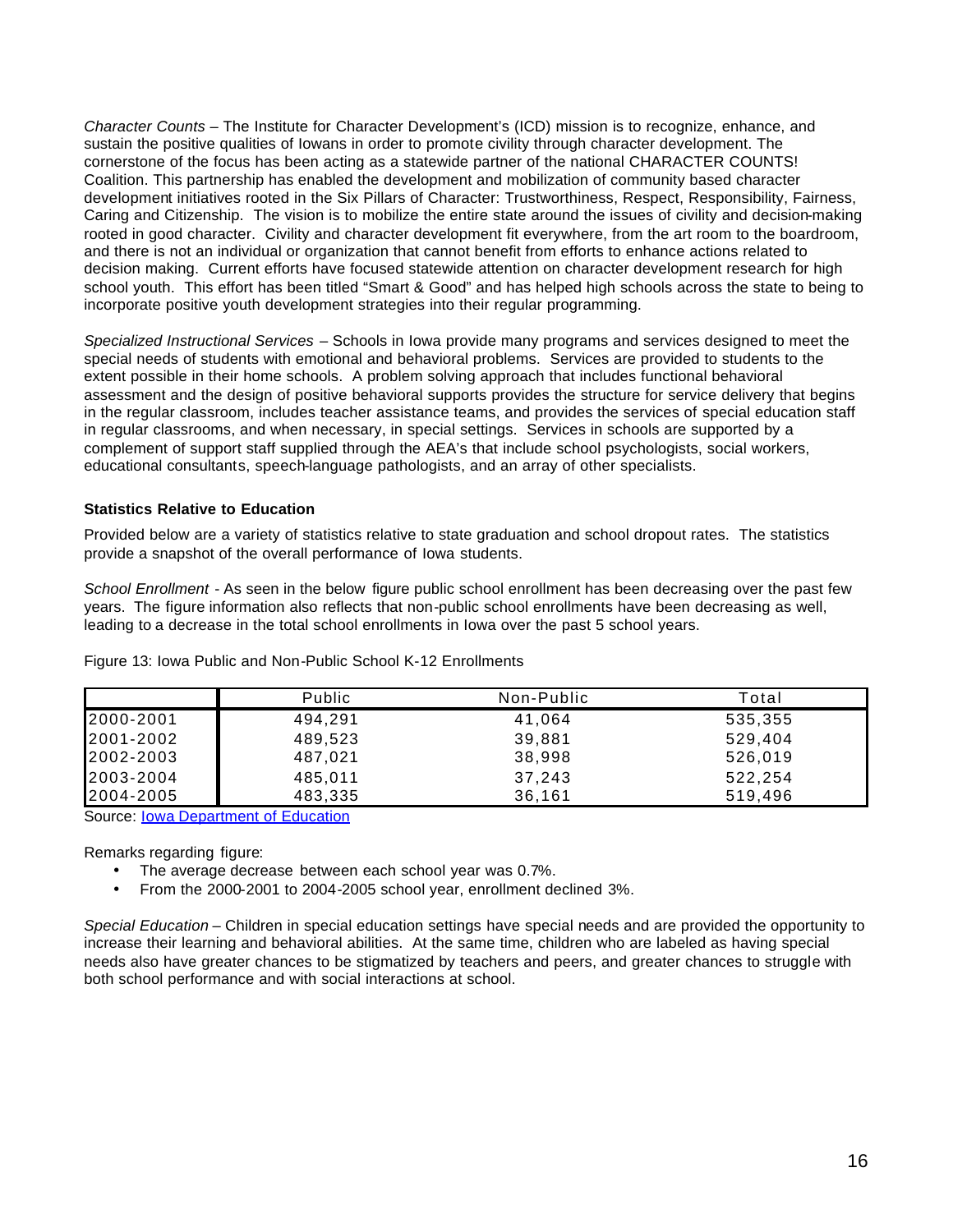*Character Counts* – The Institute for Character Development's (ICD) mission is to recognize, enhance, and sustain the positive qualities of Iowans in order to promote civility through character development. The cornerstone of the focus has been acting as a statewide partner of the national CHARACTER COUNTS! Coalition. This partnership has enabled the development and mobilization of community based character development initiatives rooted in the Six Pillars of Character: Trustworthiness, Respect, Responsibility, Fairness, Caring and Citizenship. The vision is to mobilize the entire state around the issues of civility and decision-making rooted in good character. Civility and character development fit everywhere, from the art room to the boardroom, and there is not an individual or organization that cannot benefit from efforts to enhance actions related to decision making. Current efforts have focused statewide attention on character development research for high school youth. This effort has been titled "Smart & Good" and has helped high schools across the state to being to incorporate positive youth development strategies into their regular programming.

*Specialized Instructional Services* – Schools in Iowa provide many programs and services designed to meet the special needs of students with emotional and behavioral problems. Services are provided to students to the extent possible in their home schools. A problem solving approach that includes functional behavioral assessment and the design of positive behavioral supports provides the structure for service delivery that begins in the regular classroom, includes teacher assistance teams, and provides the services of special education staff in regular classrooms, and when necessary, in special settings. Services in schools are supported by a complement of support staff supplied through the AEA's that include school psychologists, social workers, educational consultants, speech-language pathologists, and an array of other specialists.

**Statistics Relative to Education**

Provided below are a variety of statistics relative to state graduation and school dropout rates. The statistics provide a snapshot of the overall performance of Iowa students.

*School Enrollment* - As seen in the below figure public school enrollment has been decreasing over the past few years. The figure information also reflects that non-public school enrollments have been decreasing as well, leading to a decrease in the total school enrollments in Iowa over the past 5 school years.

Figure 13: Iowa Public and Non-Public School K-12 Enrollments

| | Public | Non-Public | Total |
|---|---|---|---|
| 2000-2001 | 494,291 | 41,064 | 535,355 |
| 2001-2002 | 489,523 | 39,881 | 529,404 |
| 2002-2003 | 487,021 | 38,998 | 526,019 |
| 2003-2004 | 485,011 | 37,243 | 522,254 |
| 2004-2005 | 483,335 | 36,161 | 519,496 |

Source: Iowa Department of Education

Remarks regarding figure:

- The average decrease between each school year was 0.7%.
- From the 2000-2001 to 2004-2005 school year, enrollment declined 3%.

*Special Education* – Children in special education settings have special needs and are provided the opportunity to increase their learning and behavioral abilities. At the same time, children who are labeled as having special needs also have greater chances to be stigmatized by teachers and peers, and greater chances to struggle with both school performance and with social interactions at school.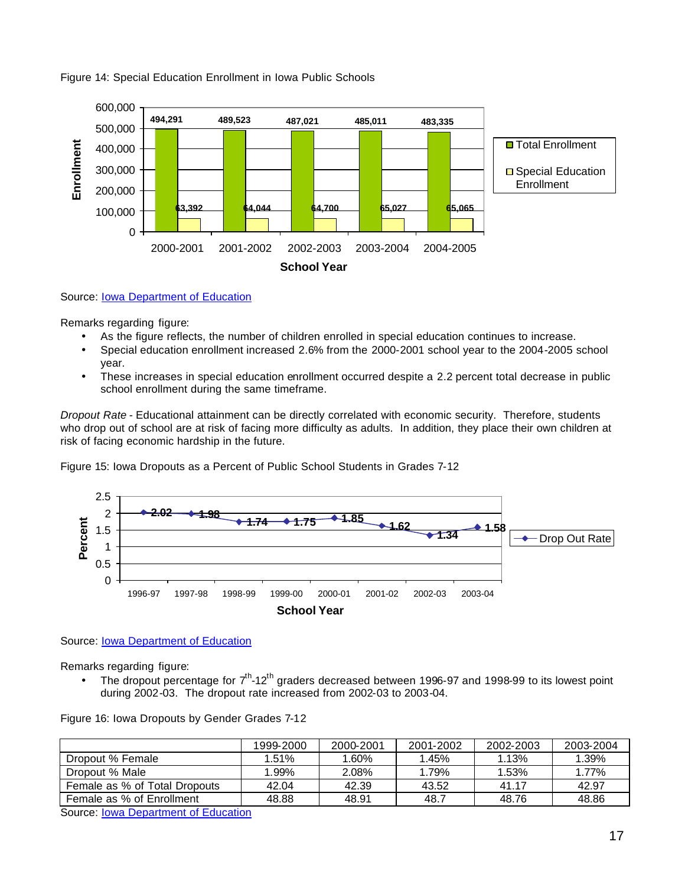Figure 14: Special Education Enrollment in Iowa Public Schools

| School Year | Total Enrollment | Special Education Enrollment |
|---|---|---|
| 2000-2001 | 494,291 | 63,392 |
| 2001-2002 | 489,523 | 64,044 |
| 2002-2003 | 487,021 | 64,700 |
| 2003-2004 | 485,011 | 65,027 |
| 2004-2005 | 483,335 | 65,065 |

Source: Iowa Department of Education

Remarks regarding figure:

- As the figure reflects, the number of children enrolled in special education continues to increase.
- Special education enrollment increased 2.6% from the 2000-2001 school year to the 2004-2005 school year.
- These increases in special education enrollment occurred despite a 2.2 percent total decrease in public school enrollment during the same timeframe.

*Dropout Rate* - Educational attainment can be directly correlated with economic security. Therefore, students who drop out of school are at risk of facing more difficulty as adults. In addition, they place their own children at risk of facing economic hardship in the future.

Figure 15: Iowa Dropouts as a Percent of Public School Students in Grades 7-12

| School Year | Drop Out Rate (Percent) |
|---|---|
| 1996-97 | 2.02 |
| 1997-98 | 1.98 |
| 1998-99 | 1.74 |
| 1999-00 | 1.75 |
| 2000-01 | 1.85 |
| 2001-02 | 1.62 |
| 2002-03 | 1.34 |
| 2003-04 | 1.58 |

Source: Iowa Department of Education

Remarks regarding figure:

- The dropout percentage for 7th-12th graders decreased between 1996-97 and 1998-99 to its lowest point during 2002-03. The dropout rate increased from 2002-03 to 2003-04.

Figure 16: Iowa Dropouts by Gender Grades 7-12

| | 1999-2000 | 2000-2001 | 2001-2002 | 2002-2003 | 2003-2004 |
|---|---|---|---|---|---|
| Dropout % Female | 1.51% | 1.60% | 1.45% | 1.13% | 1.39% |
| Dropout % Male | 1.99% | 2.08% | 1.79% | 1.53% | 1.77% |
| Female as % of Total Dropouts | 42.04 | 42.39 | 43.52 | 41.17 | 42.97 |
| Female as % of Enrollment | 48.88 | 48.91 | 48.7 | 48.76 | 48.86 |

Source: Iowa Department of Education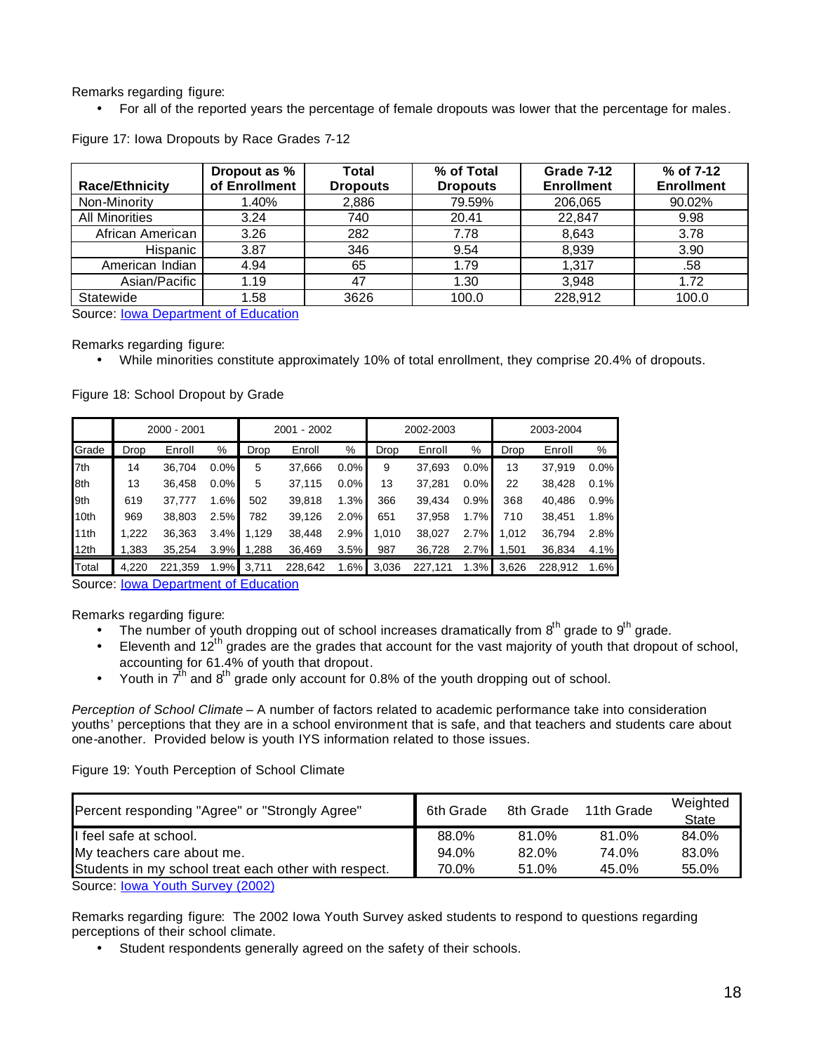Remarks regarding figure:

- For all of the reported years the percentage of female dropouts was lower that the percentage for males.

Figure 17: Iowa Dropouts by Race Grades 7-12

| Race/Ethnicity | Dropout as % of Enrollment | Total Dropouts | % of Total Dropouts | Grade 7-12 Enrollment | % of 7-12 Enrollment |
|---|---|---|---|---|---|
| Non-Minority | 1.40% | 2,886 | 79.59% | 206,065 | 90.02% |
| All Minorities | 3.24 | 740 | 20.41 | 22,847 | 9.98 |
| African American | 3.26 | 282 | 7.78 | 8,643 | 3.78 |
| Hispanic | 3.87 | 346 | 9.54 | 8,939 | 3.90 |
| American Indian | 4.94 | 65 | 1.79 | 1,317 | .58 |
| Asian/Pacific | 1.19 | 47 | 1.30 | 3,948 | 1.72 |
| Statewide | 1.58 | 3626 | 100.0 | 228,912 | 100.0 |

Source: Iowa Department of Education

Remarks regarding figure:

- While minorities constitute approximately 10% of total enrollment, they comprise 20.4% of dropouts.

Figure 18: School Dropout by Grade

| | 2000 - 2001 | | | 2001 - 2002 | | | 2002-2003 | | | 2003-2004 | | |
|---|---|---|---|---|---|---|---|---|---|---|---|---|
| Grade | Drop | Enroll | % | Drop | Enroll | % | Drop | Enroll | % | Drop | Enroll | % |
| 7th | 14 | 36,704 | 0.0% | 5 | 37,666 | 0.0% | 9 | 37,693 | 0.0% | 13 | 37,919 | 0.0% |
| 8th | 13 | 36,458 | 0.0% | 5 | 37,115 | 0.0% | 13 | 37,281 | 0.0% | 22 | 38,428 | 0.1% |
| 9th | 619 | 37,777 | 1.6% | 502 | 39,818 | 1.3% | 366 | 39,434 | 0.9% | 368 | 40,486 | 0.9% |
| 10th | 969 | 38,803 | 2.5% | 782 | 39,126 | 2.0% | 651 | 37,958 | 1.7% | 710 | 38,451 | 1.8% |
| 11th | 1,222 | 36,363 | 3.4% | 1,129 | 38,448 | 2.9% | 1,010 | 38,027 | 2.7% | 1,012 | 36,794 | 2.8% |
| 12th | 1,383 | 35,254 | 3.9% | 1,288 | 36,469 | 3.5% | 987 | 36,728 | 2.7% | 1,501 | 36,834 | 4.1% |
| Total | 4,220 | 221,359 | 1.9% | 3,711 | 228,642 | 1.6% | 3,036 | 227,121 | 1.3% | 3,626 | 228,912 | 1.6% |

Source: Iowa Department of Education

Remarks regarding figure:

- The number of youth dropping out of school increases dramatically from 8th grade to 9th grade.
- Eleventh and 12th grades are the grades that account for the vast majority of youth that dropout of school, accounting for 61.4% of youth that dropout.
- Youth in 7th and 8th grade only account for 0.8% of the youth dropping out of school.

*Perception of School Climate* – A number of factors related to academic performance take into consideration youths' perceptions that they are in a school environment that is safe, and that teachers and students care about one-another. Provided below is youth IYS information related to those issues.

Figure 19: Youth Perception of School Climate

| Percent responding "Agree" or "Strongly Agree" | 6th Grade | 8th Grade | 11th Grade | Weighted State |
|---|---|---|---|---|
| I feel safe at school. | 88.0% | 81.0% | 81.0% | 84.0% |
| My teachers care about me. | 94.0% | 82.0% | 74.0% | 83.0% |
| Students in my school treat each other with respect. | 70.0% | 51.0% | 45.0% | 55.0% |

Source: Iowa Youth Survey (2002)

Remarks regarding figure: The 2002 Iowa Youth Survey asked students to respond to questions regarding perceptions of their school climate.

- Student respondents generally agreed on the safety of their schools.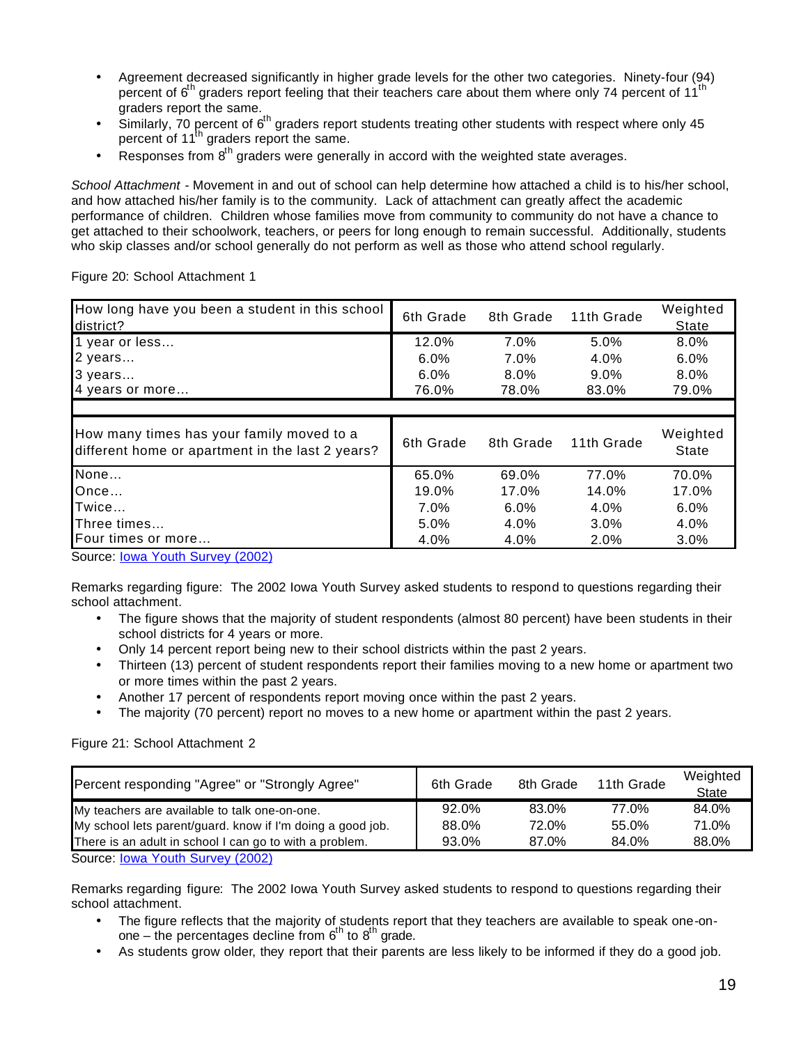- Agreement decreased significantly in higher grade levels for the other two categories. Ninety-four (94) percent of 6th graders report feeling that their teachers care about them where only 74 percent of 11th graders report the same.
- Similarly, 70 percent of 6th graders report students treating other students with respect where only 45 percent of 11th graders report the same.
- Responses from 8th graders were generally in accord with the weighted state averages.

*School Attachment* - Movement in and out of school can help determine how attached a child is to his/her school, and how attached his/her family is to the community. Lack of attachment can greatly affect the academic performance of children. Children whose families move from community to community do not have a chance to get attached to their schoolwork, teachers, or peers for long enough to remain successful. Additionally, students who skip classes and/or school generally do not perform as well as those who attend school regularly.

Figure 20: School Attachment 1

| How long have you been a student in this school district? | 6th Grade | 8th Grade | 11th Grade | Weighted State |
|---|---|---|---|---|
| 1 year or less… | 12.0% | 7.0% | 5.0% | 8.0% |
| 2 years… | 6.0% | 7.0% | 4.0% | 6.0% |
| 3 years… | 6.0% | 8.0% | 9.0% | 8.0% |
| 4 years or more… | 76.0% | 78.0% | 83.0% | 79.0% |
| | | | | |
| **How many times has your family moved to a different home or apartment in the last 2 years?** | **6th Grade** | **8th Grade** | **11th Grade** | **Weighted State** |
| None… | 65.0% | 69.0% | 77.0% | 70.0% |
| Once… | 19.0% | 17.0% | 14.0% | 17.0% |
| Twice… | 7.0% | 6.0% | 4.0% | 6.0% |
| Three times… | 5.0% | 4.0% | 3.0% | 4.0% |
| Four times or more… | 4.0% | 4.0% | 2.0% | 3.0% |

Source: Iowa Youth Survey (2002)

Remarks regarding figure: The 2002 Iowa Youth Survey asked students to respond to questions regarding their school attachment.

- The figure shows that the majority of student respondents (almost 80 percent) have been students in their school districts for 4 years or more.
- Only 14 percent report being new to their school districts within the past 2 years.
- Thirteen (13) percent of student respondents report their families moving to a new home or apartment two or more times within the past 2 years.
- Another 17 percent of respondents report moving once within the past 2 years.
- The majority (70 percent) report no moves to a new home or apartment within the past 2 years.

Figure 21: School Attachment 2

| Percent responding "Agree" or "Strongly Agree" | 6th Grade | 8th Grade | 11th Grade | Weighted State |
|---|---|---|---|---|
| My teachers are available to talk one-on-one. | 92.0% | 83.0% | 77.0% | 84.0% |
| My school lets parent/guard. know if I'm doing a good job. | 88.0% | 72.0% | 55.0% | 71.0% |
| There is an adult in school I can go to with a problem. | 93.0% | 87.0% | 84.0% | 88.0% |

Source: Iowa Youth Survey (2002)

Remarks regarding figure: The 2002 Iowa Youth Survey asked students to respond to questions regarding their school attachment.

- The figure reflects that the majority of students report that they teachers are available to speak one-on-one – the percentages decline from 6th to 8th grade.
- As students grow older, they report that their parents are less likely to be informed if they do a good job.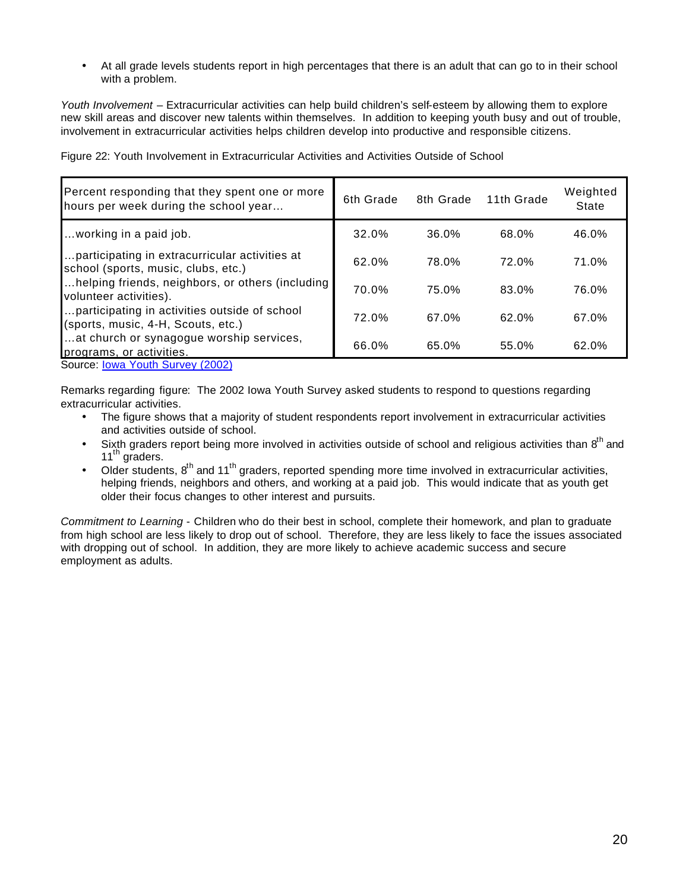- At all grade levels students report in high percentages that there is an adult that can go to in their school with a problem.

*Youth Involvement* – Extracurricular activities can help build children's self-esteem by allowing them to explore new skill areas and discover new talents within themselves. In addition to keeping youth busy and out of trouble, involvement in extracurricular activities helps children develop into productive and responsible citizens.

Figure 22: Youth Involvement in Extracurricular Activities and Activities Outside of School

| Percent responding that they spent one or more hours per week during the school year… | 6th Grade | 8th Grade | 11th Grade | Weighted State |
|---|---|---|---|---|
| …working in a paid job. | 32.0% | 36.0% | 68.0% | 46.0% |
| …participating in extracurricular activities at school (sports, music, clubs, etc.) | 62.0% | 78.0% | 72.0% | 71.0% |
| …helping friends, neighbors, or others (including volunteer activities). | 70.0% | 75.0% | 83.0% | 76.0% |
| …participating in activities outside of school (sports, music, 4-H, Scouts, etc.) | 72.0% | 67.0% | 62.0% | 67.0% |
| …at church or synagogue worship services, programs, or activities. | 66.0% | 65.0% | 55.0% | 62.0% |

Source: Iowa Youth Survey (2002)

Remarks regarding figure: The 2002 Iowa Youth Survey asked students to respond to questions regarding extracurricular activities.

- The figure shows that a majority of student respondents report involvement in extracurricular activities and activities outside of school.
- Sixth graders report being more involved in activities outside of school and religious activities than 8th and 11th graders.
- Older students, 8th and 11th graders, reported spending more time involved in extracurricular activities, helping friends, neighbors and others, and working at a paid job. This would indicate that as youth get older their focus changes to other interest and pursuits.

*Commitment to Learning* - Children who do their best in school, complete their homework, and plan to graduate from high school are less likely to drop out of school. Therefore, they are less likely to face the issues associated with dropping out of school. In addition, they are more likely to achieve academic success and secure employment as adults.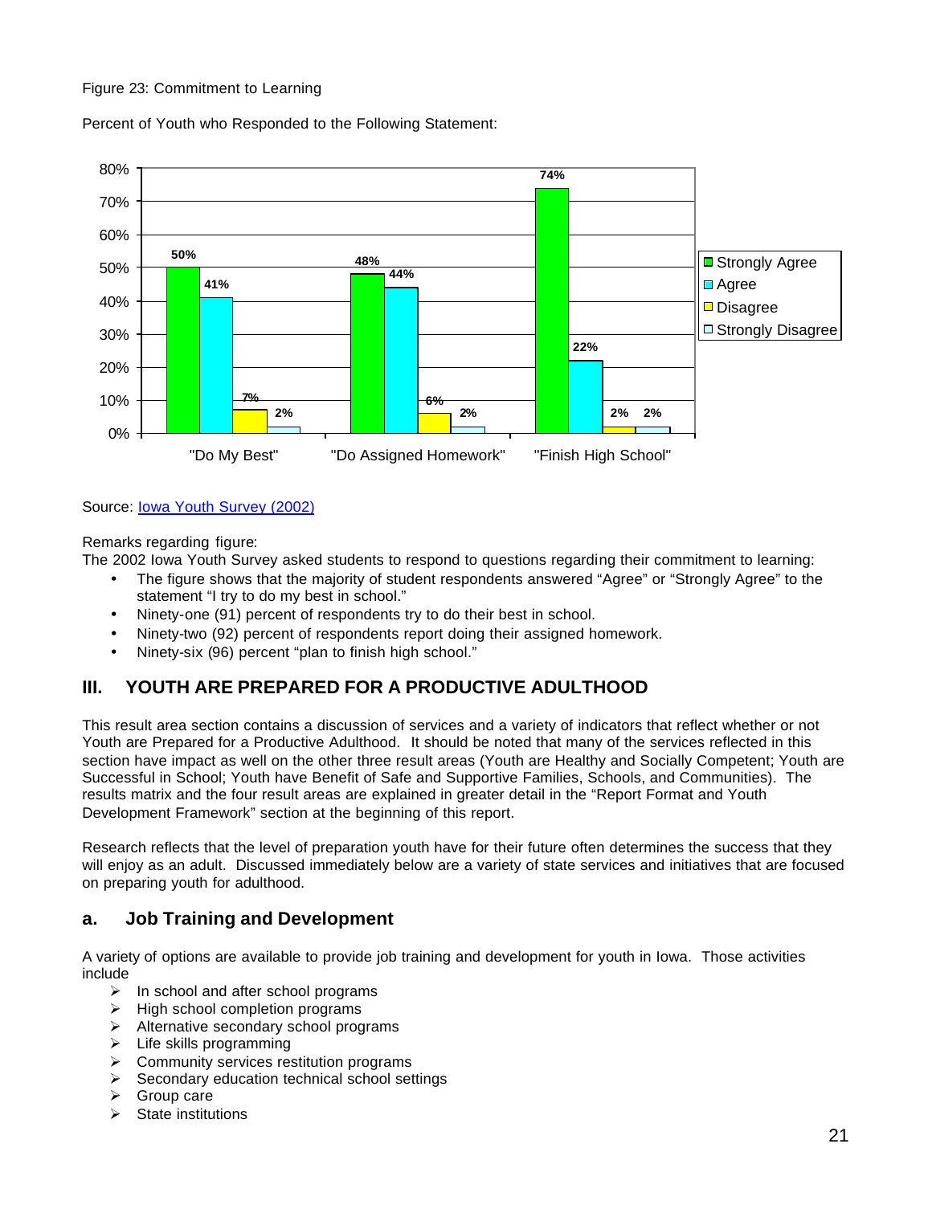Figure 23: Commitment to Learning

Percent of Youth who Responded to the Following Statement:

| | Strongly Agree | Agree | Disagree | Strongly Disagree |
|---|---|---|---|---|
| "Do My Best" | 50% | 41% | 7% | 2% |
| "Do Assigned Homework" | 48% | 44% | 6% | 2% |
| "Finish High School" | 74% | 22% | 2% | 2% |

Source: Iowa Youth Survey (2002)

Remarks regarding figure:

The 2002 Iowa Youth Survey asked students to respond to questions regarding their commitment to learning:

- The figure shows that the majority of student respondents answered "Agree" or "Strongly Agree" to the statement "I try to do my best in school."
- Ninety-one (91) percent of respondents try to do their best in school.
- Ninety-two (92) percent of respondents report doing their assigned homework.
- Ninety-six (96) percent "plan to finish high school."

## III. YOUTH ARE PREPARED FOR A PRODUCTIVE ADULTHOOD

This result area section contains a discussion of services and a variety of indicators that reflect whether or not Youth are Prepared for a Productive Adulthood. It should be noted that many of the services reflected in this section have impact as well on the other three result areas (Youth are Healthy and Socially Competent; Youth are Successful in School; Youth have Benefit of Safe and Supportive Families, Schools, and Communities). The results matrix and the four result areas are explained in greater detail in the "Report Format and Youth Development Framework" section at the beginning of this report.

Research reflects that the level of preparation youth have for their future often determines the success that they will enjoy as an adult. Discussed immediately below are a variety of state services and initiatives that are focused on preparing youth for adulthood.

### a. Job Training and Development

A variety of options are available to provide job training and development for youth in Iowa. Those activities include

- In school and after school programs
- High school completion programs
- Alternative secondary school programs
- Life skills programming
- Community services restitution programs
- Secondary education technical school settings
- Group care
- State institutions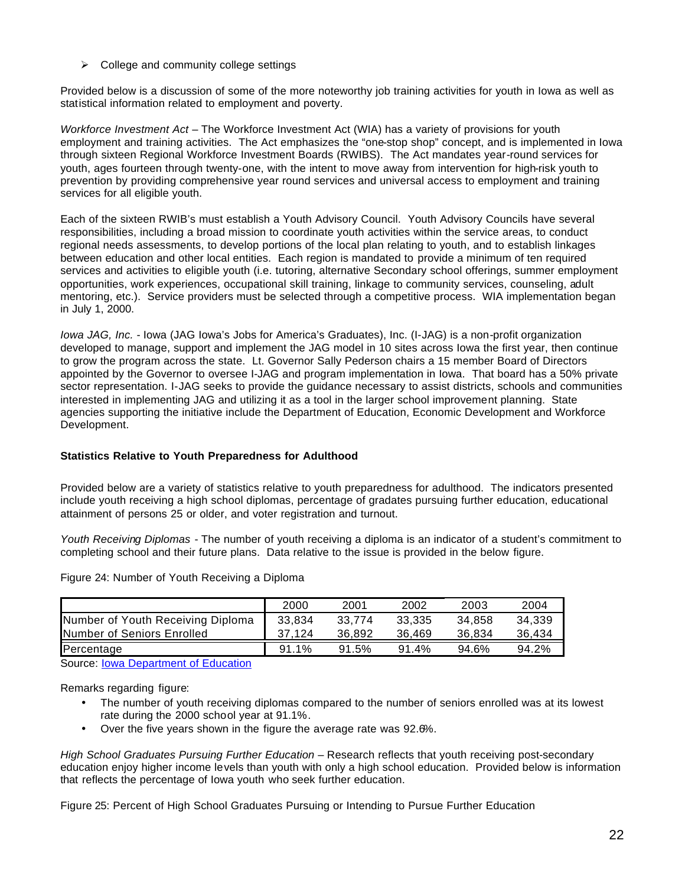- College and community college settings

Provided below is a discussion of some of the more noteworthy job training activities for youth in Iowa as well as statistical information related to employment and poverty.

*Workforce Investment Act* – The Workforce Investment Act (WIA) has a variety of provisions for youth employment and training activities. The Act emphasizes the "one-stop shop" concept, and is implemented in Iowa through sixteen Regional Workforce Investment Boards (RWIBS). The Act mandates year-round services for youth, ages fourteen through twenty-one, with the intent to move away from intervention for high-risk youth to prevention by providing comprehensive year round services and universal access to employment and training services for all eligible youth.

Each of the sixteen RWIB's must establish a Youth Advisory Council. Youth Advisory Councils have several responsibilities, including a broad mission to coordinate youth activities within the service areas, to conduct regional needs assessments, to develop portions of the local plan relating to youth, and to establish linkages between education and other local entities. Each region is mandated to provide a minimum of ten required services and activities to eligible youth (i.e. tutoring, alternative Secondary school offerings, summer employment opportunities, work experiences, occupational skill training, linkage to community services, counseling, adult mentoring, etc.). Service providers must be selected through a competitive process. WIA implementation began in July 1, 2000.

*Iowa JAG, Inc.* - Iowa (JAG Iowa's Jobs for America's Graduates), Inc. (I-JAG) is a non-profit organization developed to manage, support and implement the JAG model in 10 sites across Iowa the first year, then continue to grow the program across the state. Lt. Governor Sally Pederson chairs a 15 member Board of Directors appointed by the Governor to oversee I-JAG and program implementation in Iowa. That board has a 50% private sector representation. I-JAG seeks to provide the guidance necessary to assist districts, schools and communities interested in implementing JAG and utilizing it as a tool in the larger school improvement planning. State agencies supporting the initiative include the Department of Education, Economic Development and Workforce Development.

**Statistics Relative to Youth Preparedness for Adulthood**

Provided below are a variety of statistics relative to youth preparedness for adulthood. The indicators presented include youth receiving a high school diplomas, percentage of gradates pursuing further education, educational attainment of persons 25 or older, and voter registration and turnout.

*Youth Receiving Diplomas* - The number of youth receiving a diploma is an indicator of a student's commitment to completing school and their future plans. Data relative to the issue is provided in the below figure.

Figure 24: Number of Youth Receiving a Diploma

| | 2000 | 2001 | 2002 | 2003 | 2004 |
|---|---|---|---|---|---|
| Number of Youth Receiving Diploma | 33,834 | 33,774 | 33,335 | 34,858 | 34,339 |
| Number of Seniors Enrolled | 37,124 | 36,892 | 36,469 | 36,834 | 36,434 |
| Percentage | 91.1% | 91.5% | 91.4% | 94.6% | 94.2% |

Source: Iowa Department of Education

Remarks regarding figure:

- The number of youth receiving diplomas compared to the number of seniors enrolled was at its lowest rate during the 2000 school year at 91.1%.
- Over the five years shown in the figure the average rate was 92.6%.

*High School Graduates Pursuing Further Education* – Research reflects that youth receiving post-secondary education enjoy higher income levels than youth with only a high school education. Provided below is information that reflects the percentage of Iowa youth who seek further education.

Figure 25: Percent of High School Graduates Pursuing or Intending to Pursue Further Education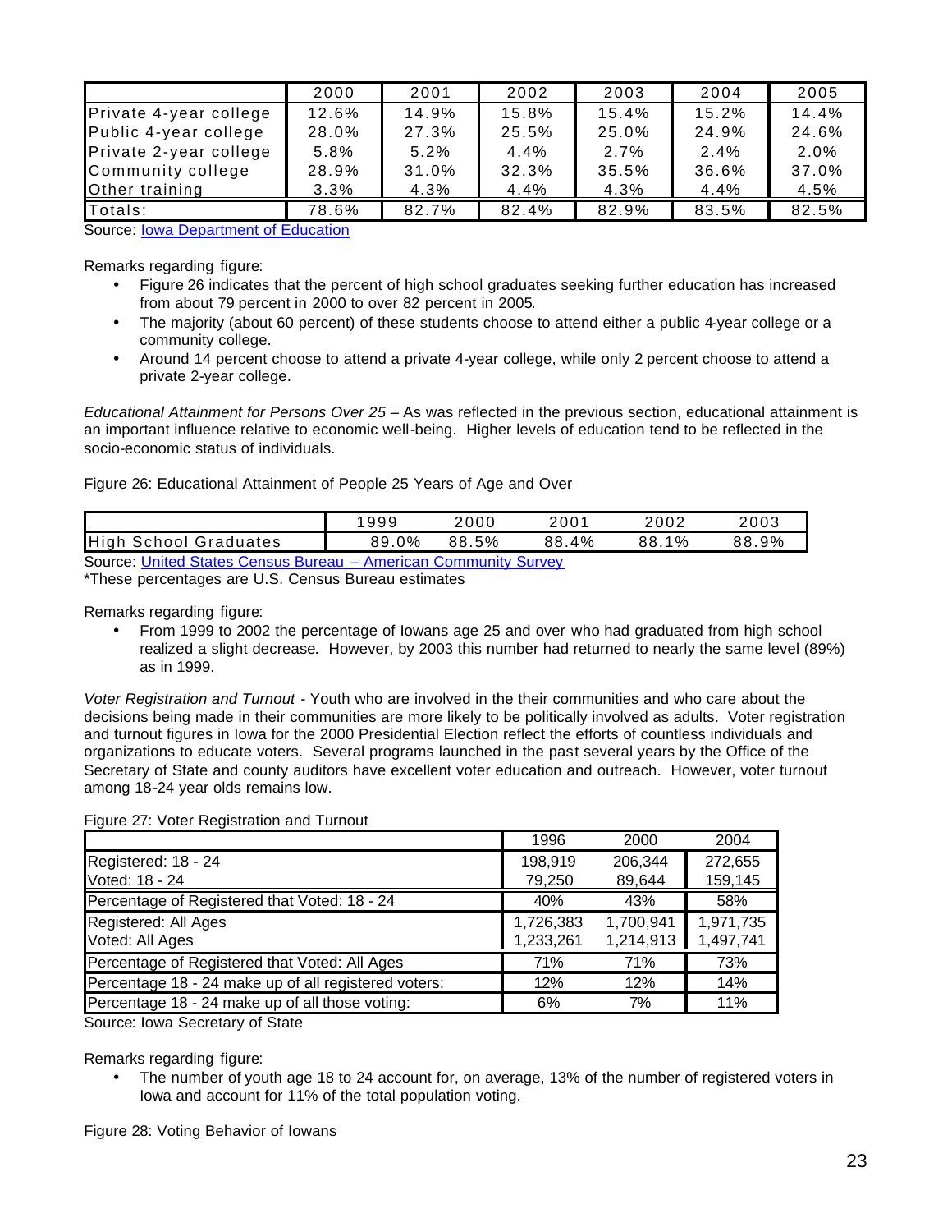| | 2000 | 2001 | 2002 | 2003 | 2004 | 2005 |
|---|---|---|---|---|---|---|
| Private 4-year college | 12.6% | 14.9% | 15.8% | 15.4% | 15.2% | 14.4% |
| Public 4-year college | 28.0% | 27.3% | 25.5% | 25.0% | 24.9% | 24.6% |
| Private 2-year college | 5.8% | 5.2% | 4.4% | 2.7% | 2.4% | 2.0% |
| Community college | 28.9% | 31.0% | 32.3% | 35.5% | 36.6% | 37.0% |
| Other training | 3.3% | 4.3% | 4.4% | 4.3% | 4.4% | 4.5% |
| Totals: | 78.6% | 82.7% | 82.4% | 82.9% | 83.5% | 82.5% |

Source: Iowa Department of Education

Remarks regarding figure:

- Figure 26 indicates that the percent of high school graduates seeking further education has increased from about 79 percent in 2000 to over 82 percent in 2005.
- The majority (about 60 percent) of these students choose to attend either a public 4-year college or a community college.
- Around 14 percent choose to attend a private 4-year college, while only 2 percent choose to attend a private 2-year college.

*Educational Attainment for Persons Over 25* – As was reflected in the previous section, educational attainment is an important influence relative to economic well-being. Higher levels of education tend to be reflected in the socio-economic status of individuals.

Figure 26: Educational Attainment of People 25 Years of Age and Over

| | 1999 | 2000 | 2001 | 2002 | 2003 |
|---|---|---|---|---|---|
| High School Graduates | 89.0% | 88.5% | 88.4% | 88.1% | 88.9% |

Source: United States Census Bureau – American Community Survey
*These percentages are U.S. Census Bureau estimates

Remarks regarding figure:

- From 1999 to 2002 the percentage of Iowans age 25 and over who had graduated from high school realized a slight decrease. However, by 2003 this number had returned to nearly the same level (89%) as in 1999.

*Voter Registration and Turnout* - Youth who are involved in the their communities and who care about the decisions being made in their communities are more likely to be politically involved as adults. Voter registration and turnout figures in Iowa for the 2000 Presidential Election reflect the efforts of countless individuals and organizations to educate voters. Several programs launched in the past several years by the Office of the Secretary of State and county auditors have excellent voter education and outreach. However, voter turnout among 18-24 year olds remains low.

Figure 27: Voter Registration and Turnout

| | 1996 | 2000 | 2004 |
|---|---|---|---|
| Registered: 18 - 24 | 198,919 | 206,344 | 272,655 |
| Voted: 18 - 24 | 79,250 | 89,644 | 159,145 |
| Percentage of Registered that Voted: 18 - 24 | 40% | 43% | 58% |
| Registered: All Ages | 1,726,383 | 1,700,941 | 1,971,735 |
| Voted: All Ages | 1,233,261 | 1,214,913 | 1,497,741 |
| Percentage of Registered that Voted: All Ages | 71% | 71% | 73% |
| Percentage 18 - 24 make up of all registered voters: | 12% | 12% | 14% |
| Percentage 18 - 24 make up of all those voting: | 6% | 7% | 11% |

Source: Iowa Secretary of State

Remarks regarding figure:

- The number of youth age 18 to 24 account for, on average, 13% of the number of registered voters in Iowa and account for 11% of the total population voting.

Figure 28: Voting Behavior of Iowans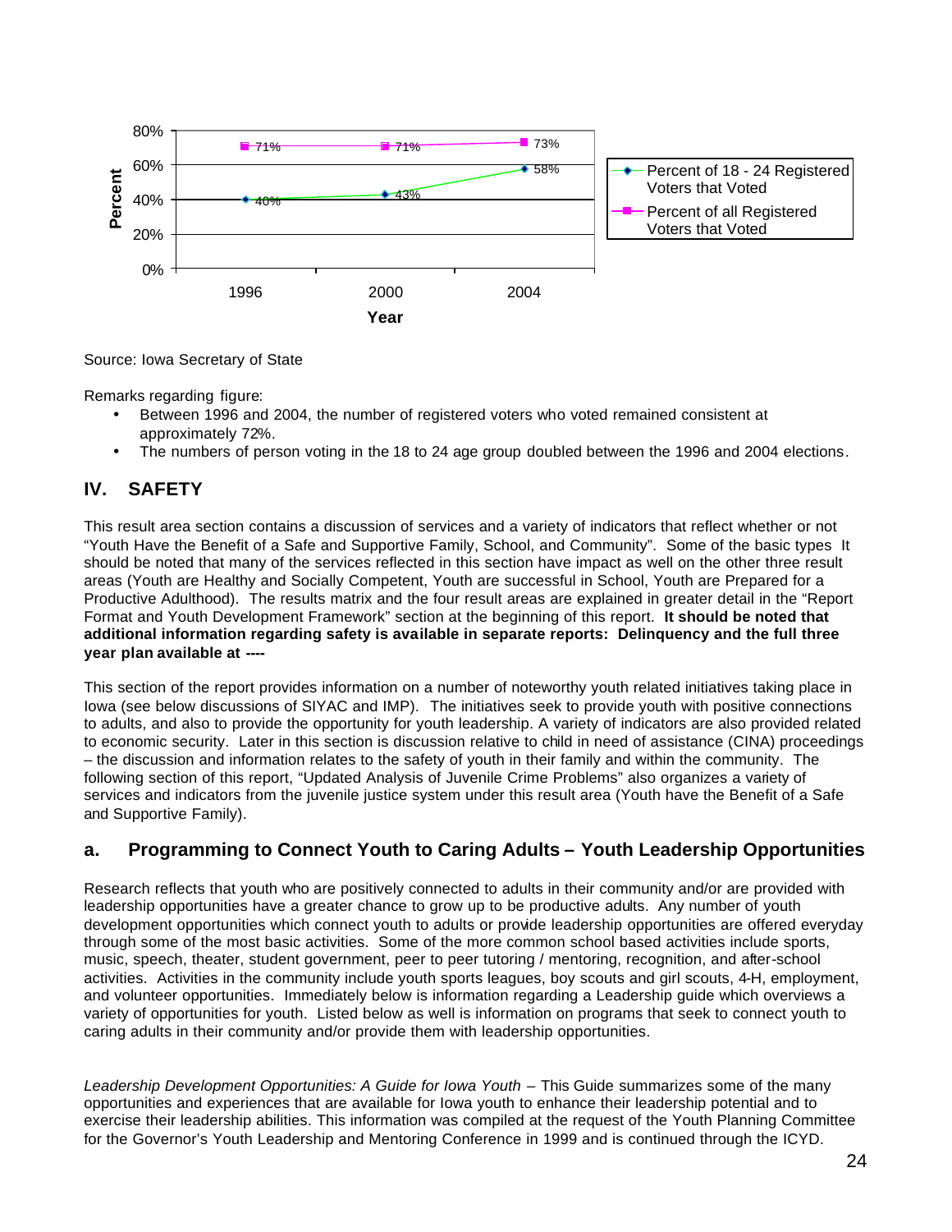| Year | Percent of 18 - 24 Registered Voters that Voted | Percent of all Registered Voters that Voted |
|---|---|---|
| 1996 | 40% | 71% |
| 2000 | 43% | 71% |
| 2004 | 58% | 73% |

Source: Iowa Secretary of State

Remarks regarding figure:

- Between 1996 and 2004, the number of registered voters who voted remained consistent at approximately 72%.
- The numbers of person voting in the 18 to 24 age group doubled between the 1996 and 2004 elections.

## IV. SAFETY

This result area section contains a discussion of services and a variety of indicators that reflect whether or not "Youth Have the Benefit of a Safe and Supportive Family, School, and Community". Some of the basic types It should be noted that many of the services reflected in this section have impact as well on the other three result areas (Youth are Healthy and Socially Competent, Youth are successful in School, Youth are Prepared for a Productive Adulthood). The results matrix and the four result areas are explained in greater detail in the "Report Format and Youth Development Framework" section at the beginning of this report. **It should be noted that additional information regarding safety is available in separate reports: Delinquency and the full three year plan available at ----**

This section of the report provides information on a number of noteworthy youth related initiatives taking place in Iowa (see below discussions of SIYAC and IMP). The initiatives seek to provide youth with positive connections to adults, and also to provide the opportunity for youth leadership. A variety of indicators are also provided related to economic security. Later in this section is discussion relative to child in need of assistance (CINA) proceedings – the discussion and information relates to the safety of youth in their family and within the community. The following section of this report, "Updated Analysis of Juvenile Crime Problems" also organizes a variety of services and indicators from the juvenile justice system under this result area (Youth have the Benefit of a Safe and Supportive Family).

### a. Programming to Connect Youth to Caring Adults – Youth Leadership Opportunities

Research reflects that youth who are positively connected to adults in their community and/or are provided with leadership opportunities have a greater chance to grow up to be productive adults. Any number of youth development opportunities which connect youth to adults or provide leadership opportunities are offered everyday through some of the most basic activities. Some of the more common school based activities include sports, music, speech, theater, student government, peer to peer tutoring / mentoring, recognition, and after-school activities. Activities in the community include youth sports leagues, boy scouts and girl scouts, 4-H, employment, and volunteer opportunities. Immediately below is information regarding a Leadership guide which overviews a variety of opportunities for youth. Listed below as well is information on programs that seek to connect youth to caring adults in their community and/or provide them with leadership opportunities.

*Leadership Development Opportunities: A Guide for Iowa Youth* – This Guide summarizes some of the many opportunities and experiences that are available for Iowa youth to enhance their leadership potential and to exercise their leadership abilities. This information was compiled at the request of the Youth Planning Committee for the Governor's Youth Leadership and Mentoring Conference in 1999 and is continued through the ICYD.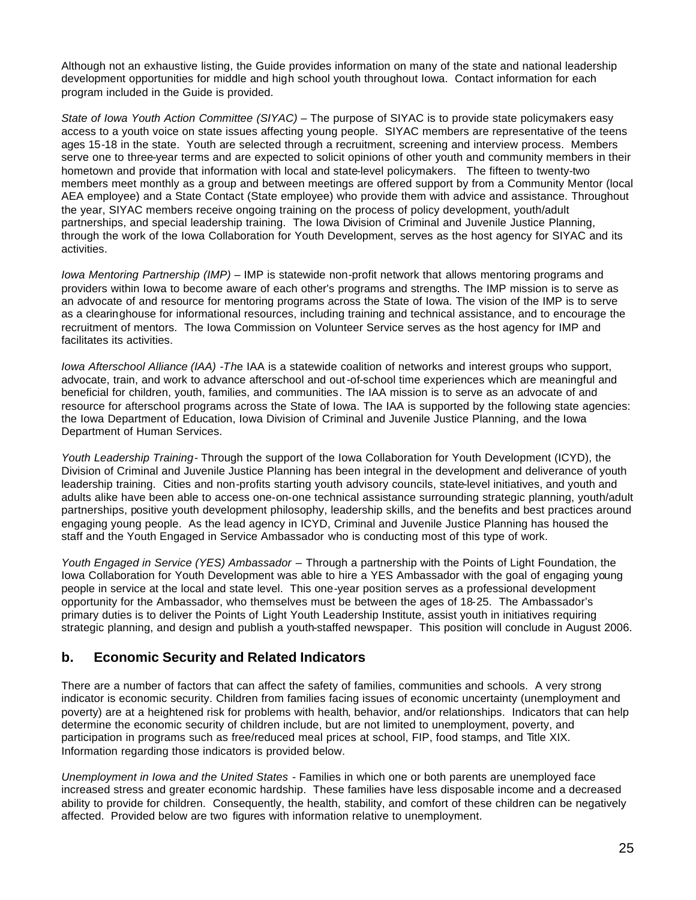Although not an exhaustive listing, the Guide provides information on many of the state and national leadership development opportunities for middle and high school youth throughout Iowa. Contact information for each program included in the Guide is provided.

*State of Iowa Youth Action Committee (SIYAC)* – The purpose of SIYAC is to provide state policymakers easy access to a youth voice on state issues affecting young people. SIYAC members are representative of the teens ages 15-18 in the state. Youth are selected through a recruitment, screening and interview process. Members serve one to three-year terms and are expected to solicit opinions of other youth and community members in their hometown and provide that information with local and state-level policymakers. The fifteen to twenty-two members meet monthly as a group and between meetings are offered support by from a Community Mentor (local AEA employee) and a State Contact (State employee) who provide them with advice and assistance. Throughout the year, SIYAC members receive ongoing training on the process of policy development, youth/adult partnerships, and special leadership training. The Iowa Division of Criminal and Juvenile Justice Planning, through the work of the Iowa Collaboration for Youth Development, serves as the host agency for SIYAC and its activities.

*Iowa Mentoring Partnership (IMP)* – IMP is statewide non-profit network that allows mentoring programs and providers within Iowa to become aware of each other's programs and strengths. The IMP mission is to serve as an advocate of and resource for mentoring programs across the State of Iowa. The vision of the IMP is to serve as a clearinghouse for informational resources, including training and technical assistance, and to encourage the recruitment of mentors. The Iowa Commission on Volunteer Service serves as the host agency for IMP and facilitates its activities.

*Iowa Afterschool Alliance (IAA) -Th*e IAA is a statewide coalition of networks and interest groups who support, advocate, train, and work to advance afterschool and out-of-school time experiences which are meaningful and beneficial for children, youth, families, and communities. The IAA mission is to serve as an advocate of and resource for afterschool programs across the State of Iowa. The IAA is supported by the following state agencies: the Iowa Department of Education, Iowa Division of Criminal and Juvenile Justice Planning, and the Iowa Department of Human Services.

*Youth Leadership Training*- Through the support of the Iowa Collaboration for Youth Development (ICYD), the Division of Criminal and Juvenile Justice Planning has been integral in the development and deliverance of youth leadership training. Cities and non-profits starting youth advisory councils, state-level initiatives, and youth and adults alike have been able to access one-on-one technical assistance surrounding strategic planning, youth/adult partnerships, positive youth development philosophy, leadership skills, and the benefits and best practices around engaging young people. As the lead agency in ICYD, Criminal and Juvenile Justice Planning has housed the staff and the Youth Engaged in Service Ambassador who is conducting most of this type of work.

*Youth Engaged in Service (YES) Ambassador* – Through a partnership with the Points of Light Foundation, the Iowa Collaboration for Youth Development was able to hire a YES Ambassador with the goal of engaging young people in service at the local and state level. This one-year position serves as a professional development opportunity for the Ambassador, who themselves must be between the ages of 18-25. The Ambassador's primary duties is to deliver the Points of Light Youth Leadership Institute, assist youth in initiatives requiring strategic planning, and design and publish a youth-staffed newspaper. This position will conclude in August 2006.

## b. Economic Security and Related Indicators

There are a number of factors that can affect the safety of families, communities and schools. A very strong indicator is economic security. Children from families facing issues of economic uncertainty (unemployment and poverty) are at a heightened risk for problems with health, behavior, and/or relationships. Indicators that can help determine the economic security of children include, but are not limited to unemployment, poverty, and participation in programs such as free/reduced meal prices at school, FIP, food stamps, and Title XIX. Information regarding those indicators is provided below.

*Unemployment in Iowa and the United States* - Families in which one or both parents are unemployed face increased stress and greater economic hardship. These families have less disposable income and a decreased ability to provide for children. Consequently, the health, stability, and comfort of these children can be negatively affected. Provided below are two figures with information relative to unemployment.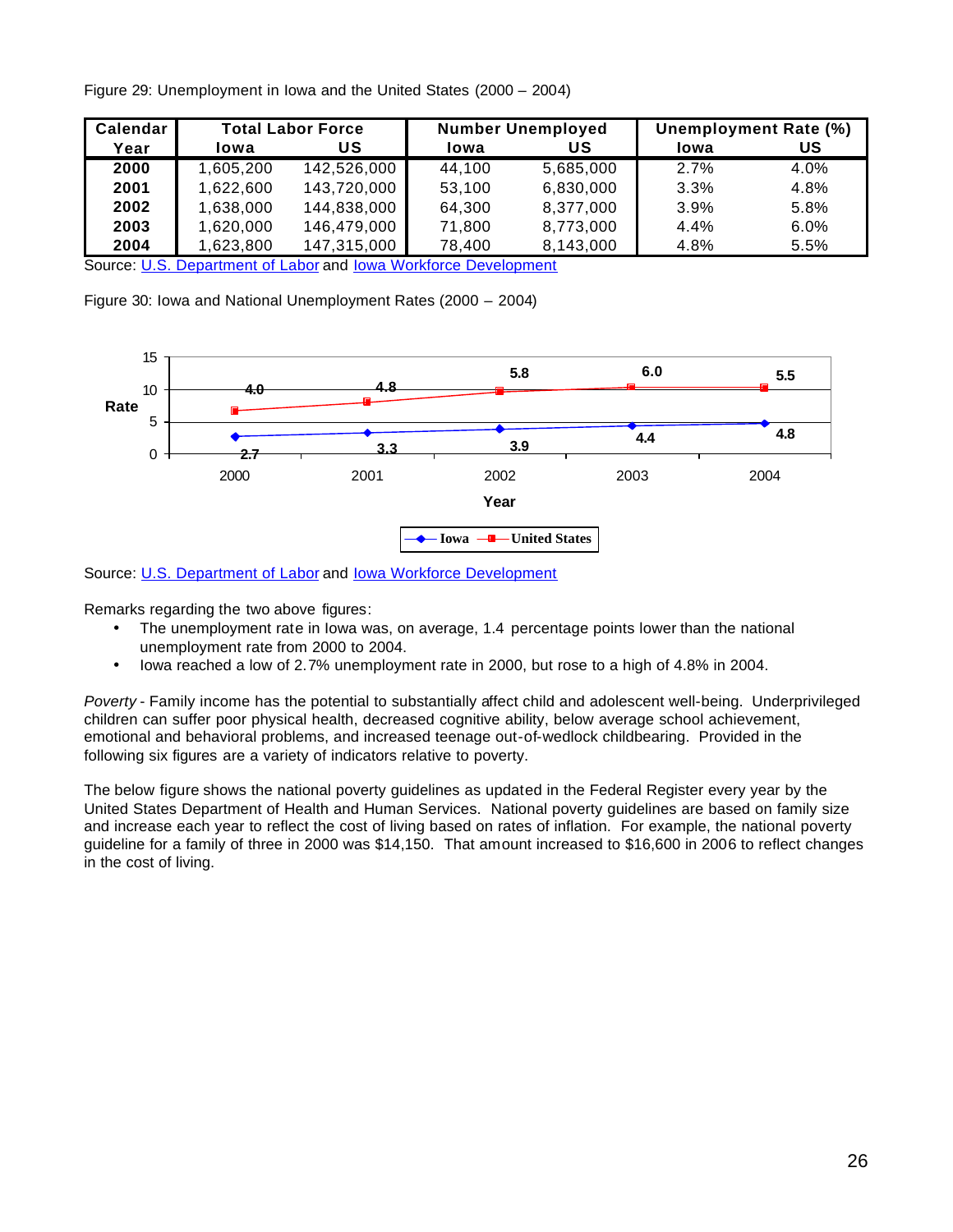Figure 29: Unemployment in Iowa and the United States (2000 – 2004)

| Calendar Year | Total Labor Force | | Number Unemployed | | Unemployment Rate (%) | |
|---|---|---|---|---|---|---|
| | Iowa | US | Iowa | US | Iowa | US |
| **2000** | 1,605,200 | 142,526,000 | 44,100 | 5,685,000 | 2.7% | 4.0% |
| **2001** | 1,622,600 | 143,720,000 | 53,100 | 6,830,000 | 3.3% | 4.8% |
| **2002** | 1,638,000 | 144,838,000 | 64,300 | 8,377,000 | 3.9% | 5.8% |
| **2003** | 1,620,000 | 146,479,000 | 71,800 | 8,773,000 | 4.4% | 6.0% |
| **2004** | 1,623,800 | 147,315,000 | 78,400 | 8,143,000 | 4.8% | 5.5% |

Source: U.S. Department of Labor and Iowa Workforce Development

Figure 30: Iowa and National Unemployment Rates (2000 – 2004)

Source: U.S. Department of Labor and Iowa Workforce Development

Remarks regarding the two above figures:

- The unemployment rate in Iowa was, on average, 1.4 percentage points lower than the national unemployment rate from 2000 to 2004.
- Iowa reached a low of 2.7% unemployment rate in 2000, but rose to a high of 4.8% in 2004.

*Poverty* - Family income has the potential to substantially affect child and adolescent well-being. Underprivileged children can suffer poor physical health, decreased cognitive ability, below average school achievement, emotional and behavioral problems, and increased teenage out-of-wedlock childbearing. Provided in the following six figures are a variety of indicators relative to poverty.

The below figure shows the national poverty guidelines as updated in the Federal Register every year by the United States Department of Health and Human Services. National poverty guidelines are based on family size and increase each year to reflect the cost of living based on rates of inflation. For example, the national poverty guideline for a family of three in 2000 was $14,150. That amount increased to $16,600 in 2006 to reflect changes in the cost of living.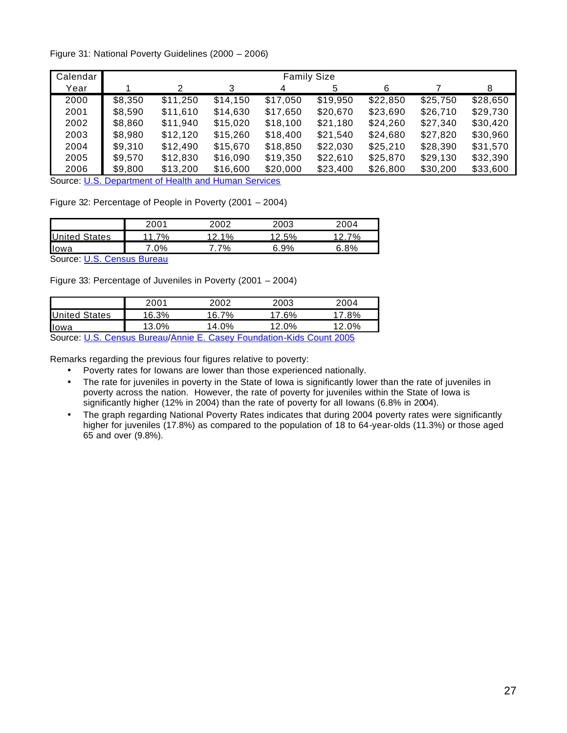Figure 31: National Poverty Guidelines (2000 – 2006)

| Calendar Year | Family Size | | | | | | | |
|---|---|---|---|---|---|---|---|---|
| | 1 | 2 | 3 | 4 | 5 | 6 | 7 | 8 |
| 2000 | $8,350 | $11,250 | $14,150 | $17,050 | $19,950 | $22,850 | $25,750 | $28,650 |
| 2001 | $8,590 | $11,610 | $14,630 | $17,650 | $20,670 | $23,690 | $26,710 | $29,730 |
| 2002 | $8,860 | $11,940 | $15,020 | $18,100 | $21,180 | $24,260 | $27,340 | $30,420 |
| 2003 | $8,980 | $12,120 | $15,260 | $18,400 | $21,540 | $24,680 | $27,820 | $30,960 |
| 2004 | $9,310 | $12,490 | $15,670 | $18,850 | $22,030 | $25,210 | $28,390 | $31,570 |
| 2005 | $9,570 | $12,830 | $16,090 | $19,350 | $22,610 | $25,870 | $29,130 | $32,390 |
| 2006 | $9,800 | $13,200 | $16,600 | $20,000 | $23,400 | $26,800 | $30,200 | $33,600 |

Source: U.S. Department of Health and Human Services

Figure 32: Percentage of People in Poverty (2001 – 2004)

| | 2001 | 2002 | 2003 | 2004 |
|---|---|---|---|---|
| United States | 11.7% | 12.1% | 12.5% | 12.7% |
| Iowa | 7.0% | 7.7% | 6.9% | 6.8% |

Source: U.S. Census Bureau

Figure 33: Percentage of Juveniles in Poverty (2001 – 2004)

| | 2001 | 2002 | 2003 | 2004 |
|---|---|---|---|---|
| United States | 16.3% | 16.7% | 17.6% | 17.8% |
| Iowa | 13.0% | 14.0% | 12.0% | 12.0% |

Source: U.S. Census Bureau/Annie E. Casey Foundation-Kids Count 2005

Remarks regarding the previous four figures relative to poverty:

- Poverty rates for Iowans are lower than those experienced nationally.
- The rate for juveniles in poverty in the State of Iowa is significantly lower than the rate of juveniles in poverty across the nation. However, the rate of poverty for juveniles within the State of Iowa is significantly higher (12% in 2004) than the rate of poverty for all Iowans (6.8% in 2004).
- The graph regarding National Poverty Rates indicates that during 2004 poverty rates were significantly higher for juveniles (17.8%) as compared to the population of 18 to 64-year-olds (11.3%) or those aged 65 and over (9.8%).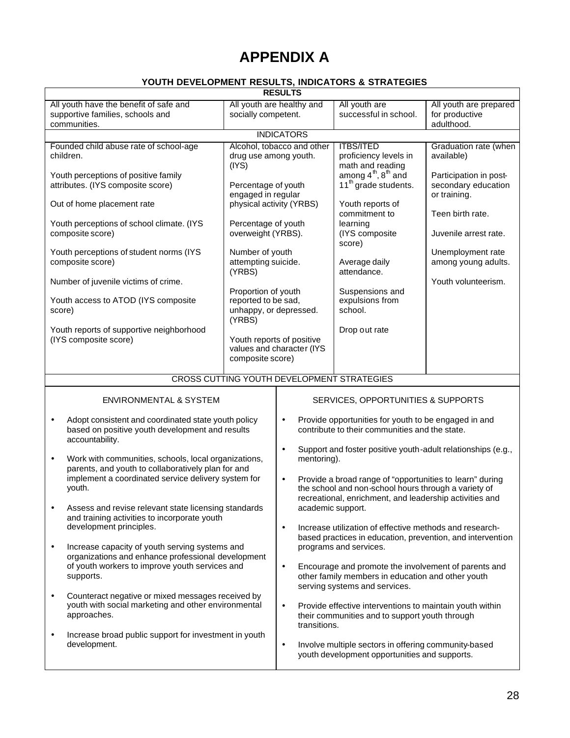# APPENDIX A

## YOUTH DEVELOPMENT RESULTS, INDICATORS & STRATEGIES

| RESULTS | | | |
|---|---|---|---|
| All youth have the benefit of safe and supportive families, schools and communities. | All youth are healthy and socially competent. | All youth are successful in school. | All youth are prepared for productive adulthood. |
| **INDICATORS** | | | |
| Founded child abuse rate of school-age children.<br><br>Youth perceptions of positive family attributes. (IYS composite score)<br><br>Out of home placement rate<br><br>Youth perceptions of school climate. (IYS composite score)<br><br>Youth perceptions of student norms (IYS composite score)<br><br>Number of juvenile victims of crime.<br><br>Youth access to ATOD (IYS composite score)<br><br>Youth reports of supportive neighborhood (IYS composite score) | Alcohol, tobacco and other drug use among youth. (IYS)<br><br>Percentage of youth engaged in regular physical activity (YRBS)<br><br>Percentage of youth overweight (YRBS).<br><br>Number of youth attempting suicide. (YRBS)<br><br>Proportion of youth reported to be sad, unhappy, or depressed. (YRBS)<br><br>Youth reports of positive values and character (IYS composite score) | ITBS/ITED proficiency levels in math and reading among 4th, 8th and 11th grade students.<br><br>Youth reports of commitment to learning (IYS composite score)<br><br>Average daily attendance.<br><br>Suspensions and expulsions from school.<br><br>Drop out rate | Graduation rate (when available)<br><br>Participation in post-secondary education or training.<br><br>Teen birth rate.<br><br>Juvenile arrest rate.<br><br>Unemployment rate among young adults.<br><br>Youth volunteerism. |

### CROSS CUTTING YOUTH DEVELOPMENT STRATEGIES

| ENVIRONMENTAL & SYSTEM | SERVICES, OPPORTUNITIES & SUPPORTS |
|---|---|
| • Adopt consistent and coordinated state youth policy based on positive youth development and results accountability.<br><br>• Work with communities, schools, local organizations, parents, and youth to collaboratively plan for and implement a coordinated service delivery system for youth.<br><br>• Assess and revise relevant state licensing standards and training activities to incorporate youth development principles.<br><br>• Increase capacity of youth serving systems and organizations and enhance professional development of youth workers to improve youth services and supports.<br><br>• Counteract negative or mixed messages received by youth with social marketing and other environmental approaches.<br><br>• Increase broad public support for investment in youth development. | • Provide opportunities for youth to be engaged in and contribute to their communities and the state.<br><br>• Support and foster positive youth-adult relationships (e.g., mentoring).<br><br>• Provide a broad range of "opportunities to learn" during the school and non-school hours through a variety of recreational, enrichment, and leadership activities and academic support.<br><br>• Increase utilization of effective methods and research-based practices in education, prevention, and intervention programs and services.<br><br>• Encourage and promote the involvement of parents and other family members in education and other youth serving systems and services.<br><br>• Provide effective interventions to maintain youth within their communities and to support youth through transitions.<br><br>• Involve multiple sectors in offering community-based youth development opportunities and supports. |